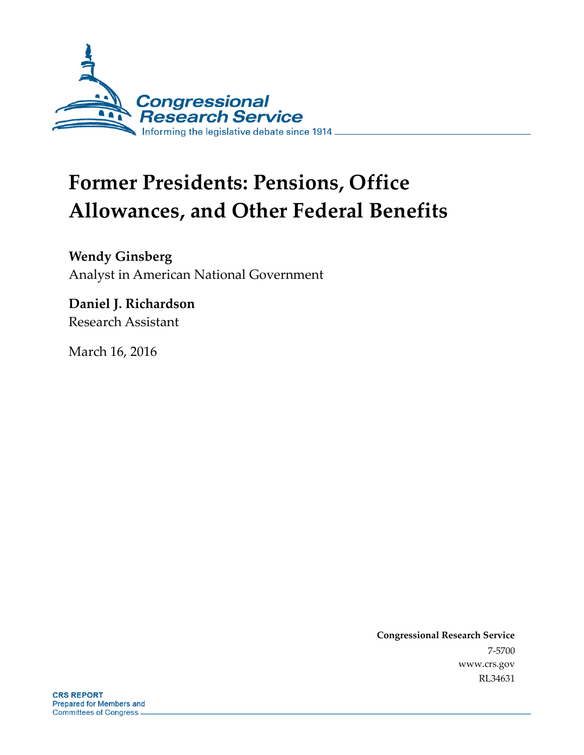# Former Presidents: Pensions, Office Allowances, and Other Federal Benefits

**Wendy Ginsberg**
Analyst in American National Government

**Daniel J. Richardson**
Research Assistant

March 16, 2016

**Congressional Research Service**
7-5700
www.crs.gov
RL34631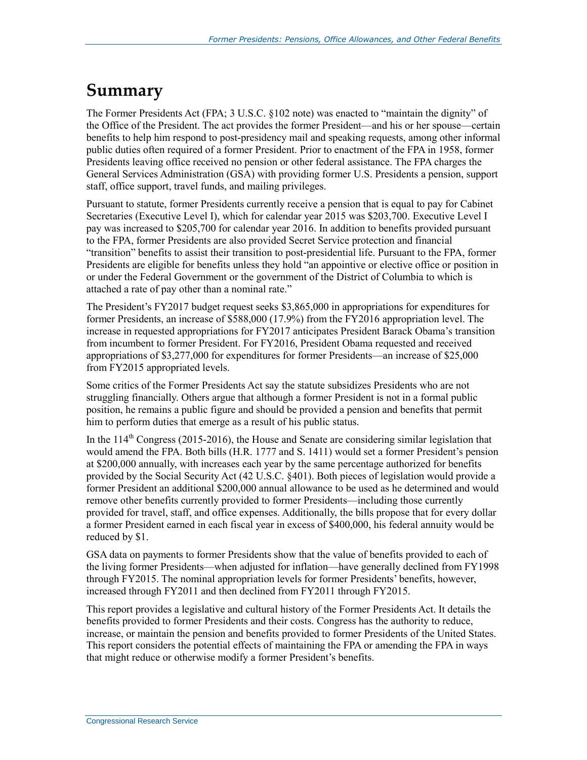# Summary

The Former Presidents Act (FPA; 3 U.S.C. §102 note) was enacted to "maintain the dignity" of the Office of the President. The act provides the former President—and his or her spouse—certain benefits to help him respond to post-presidency mail and speaking requests, among other informal public duties often required of a former President. Prior to enactment of the FPA in 1958, former Presidents leaving office received no pension or other federal assistance. The FPA charges the General Services Administration (GSA) with providing former U.S. Presidents a pension, support staff, office support, travel funds, and mailing privileges.

Pursuant to statute, former Presidents currently receive a pension that is equal to pay for Cabinet Secretaries (Executive Level I), which for calendar year 2015 was $203,700. Executive Level I pay was increased to $205,700 for calendar year 2016. In addition to benefits provided pursuant to the FPA, former Presidents are also provided Secret Service protection and financial "transition" benefits to assist their transition to post-presidential life. Pursuant to the FPA, former Presidents are eligible for benefits unless they hold "an appointive or elective office or position in or under the Federal Government or the government of the District of Columbia to which is attached a rate of pay other than a nominal rate."

The President's FY2017 budget request seeks $3,865,000 in appropriations for expenditures for former Presidents, an increase of $588,000 (17.9%) from the FY2016 appropriation level. The increase in requested appropriations for FY2017 anticipates President Barack Obama's transition from incumbent to former President. For FY2016, President Obama requested and received appropriations of $3,277,000 for expenditures for former Presidents—an increase of $25,000 from FY2015 appropriated levels.

Some critics of the Former Presidents Act say the statute subsidizes Presidents who are not struggling financially. Others argue that although a former President is not in a formal public position, he remains a public figure and should be provided a pension and benefits that permit him to perform duties that emerge as a result of his public status.

In the 114th Congress (2015-2016), the House and Senate are considering similar legislation that would amend the FPA. Both bills (H.R. 1777 and S. 1411) would set a former President's pension at $200,000 annually, with increases each year by the same percentage authorized for benefits provided by the Social Security Act (42 U.S.C. §401). Both pieces of legislation would provide a former President an additional $200,000 annual allowance to be used as he determined and would remove other benefits currently provided to former Presidents—including those currently provided for travel, staff, and office expenses. Additionally, the bills propose that for every dollar a former President earned in each fiscal year in excess of $400,000, his federal annuity would be reduced by $1.

GSA data on payments to former Presidents show that the value of benefits provided to each of the living former Presidents—when adjusted for inflation—have generally declined from FY1998 through FY2015. The nominal appropriation levels for former Presidents' benefits, however, increased through FY2011 and then declined from FY2011 through FY2015.

This report provides a legislative and cultural history of the Former Presidents Act. It details the benefits provided to former Presidents and their costs. Congress has the authority to reduce, increase, or maintain the pension and benefits provided to former Presidents of the United States. This report considers the potential effects of maintaining the FPA or amending the FPA in ways that might reduce or otherwise modify a former President's benefits.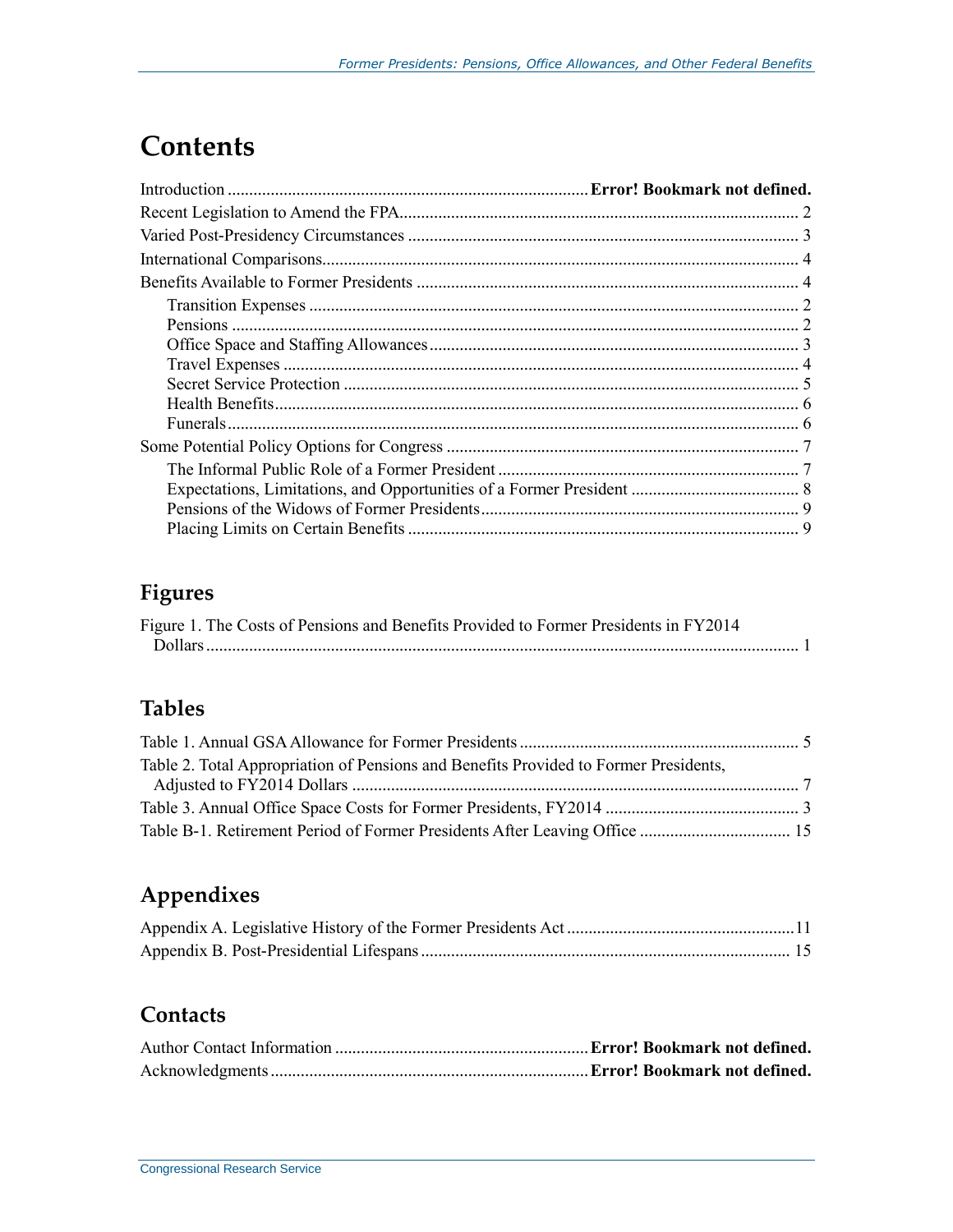# Contents

Introduction ........................................................................................ **Error! Bookmark not defined.**
Recent Legislation to Amend the FPA........................................................................................ 2
Varied Post-Presidency Circumstances ........................................................................................ 3
International Comparisons........................................................................................................ 4
Benefits Available to Former Presidents ........................................................................................ 4
  Transition Expenses ........................................................................................................ 2
  Pensions ........................................................................................................................ 2
  Office Space and Staffing Allowances........................................................................................ 3
  Travel Expenses ............................................................................................................... 4
  Secret Service Protection ................................................................................................. 5
  Health Benefits................................................................................................................ 6
  Funerals.......................................................................................................................... 6
Some Potential Policy Options for Congress ................................................................................. 7
  The Informal Public Role of a Former President ........................................................................ 7
  Expectations, Limitations, and Opportunities of a Former President ............................................ 8
  Pensions of the Widows of Former Presidents........................................................................... 9
  Placing Limits on Certain Benefits .......................................................................................... 9

## Figures

Figure 1. The Costs of Pensions and Benefits Provided to Former Presidents in FY2014 Dollars ........................................................................................................................................ 1

## Tables

Table 1. Annual GSA Allowance for Former Presidents ................................................................ 5
Table 2. Total Appropriation of Pensions and Benefits Provided to Former Presidents, Adjusted to FY2014 Dollars ........................................................................................................ 7
Table 3. Annual Office Space Costs for Former Presidents, FY2014 ............................................. 3
Table B-1. Retirement Period of Former Presidents After Leaving Office ................................... 15

## Appendixes

Appendix A. Legislative History of the Former Presidents Act .....................................................11
Appendix B. Post-Presidential Lifespans ..................................................................................... 15

## Contacts

Author Contact Information ........................................................... **Error! Bookmark not defined.**
Acknowledgments ......................................................................... **Error! Bookmark not defined.**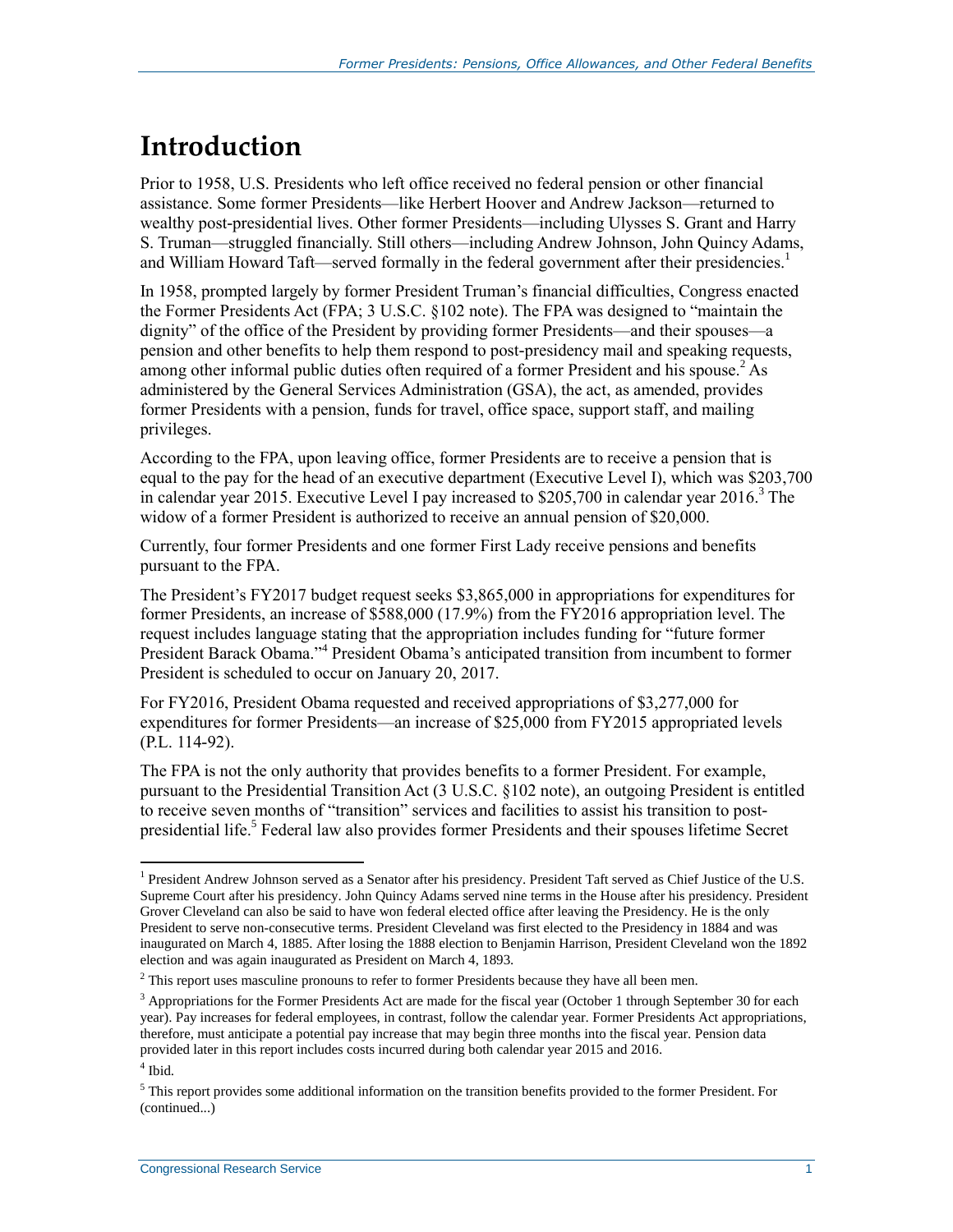# Introduction

Prior to 1958, U.S. Presidents who left office received no federal pension or other financial assistance. Some former Presidents—like Herbert Hoover and Andrew Jackson—returned to wealthy post-presidential lives. Other former Presidents—including Ulysses S. Grant and Harry S. Truman—struggled financially. Still others—including Andrew Johnson, John Quincy Adams, and William Howard Taft—served formally in the federal government after their presidencies.[1]

In 1958, prompted largely by former President Truman's financial difficulties, Congress enacted the Former Presidents Act (FPA; 3 U.S.C. §102 note). The FPA was designed to "maintain the dignity" of the office of the President by providing former Presidents—and their spouses—a pension and other benefits to help them respond to post-presidency mail and speaking requests, among other informal public duties often required of a former President and his spouse.[2] As administered by the General Services Administration (GSA), the act, as amended, provides former Presidents with a pension, funds for travel, office space, support staff, and mailing privileges.

According to the FPA, upon leaving office, former Presidents are to receive a pension that is equal to the pay for the head of an executive department (Executive Level I), which was $203,700 in calendar year 2015. Executive Level I pay increased to $205,700 in calendar year 2016.[3] The widow of a former President is authorized to receive an annual pension of $20,000.

Currently, four former Presidents and one former First Lady receive pensions and benefits pursuant to the FPA.

The President's FY2017 budget request seeks $3,865,000 in appropriations for expenditures for former Presidents, an increase of $588,000 (17.9%) from the FY2016 appropriation level. The request includes language stating that the appropriation includes funding for "future former President Barack Obama."[4] President Obama's anticipated transition from incumbent to former President is scheduled to occur on January 20, 2017.

For FY2016, President Obama requested and received appropriations of $3,277,000 for expenditures for former Presidents—an increase of $25,000 from FY2015 appropriated levels (P.L. 114-92).

The FPA is not the only authority that provides benefits to a former President. For example, pursuant to the Presidential Transition Act (3 U.S.C. §102 note), an outgoing President is entitled to receive seven months of "transition" services and facilities to assist his transition to post-presidential life.[5] Federal law also provides former Presidents and their spouses lifetime Secret

---

[1] President Andrew Johnson served as a Senator after his presidency. President Taft served as Chief Justice of the U.S. Supreme Court after his presidency. John Quincy Adams served nine terms in the House after his presidency. President Grover Cleveland can also be said to have won federal elected office after leaving the Presidency. He is the only President to serve non-consecutive terms. President Cleveland was first elected to the Presidency in 1884 and was inaugurated on March 4, 1885. After losing the 1888 election to Benjamin Harrison, President Cleveland won the 1892 election and was again inaugurated as President on March 4, 1893.

[2] This report uses masculine pronouns to refer to former Presidents because they have all been men.

[3] Appropriations for the Former Presidents Act are made for the fiscal year (October 1 through September 30 for each year). Pay increases for federal employees, in contrast, follow the calendar year. Former Presidents Act appropriations, therefore, must anticipate a potential pay increase that may begin three months into the fiscal year. Pension data provided later in this report includes costs incurred during both calendar year 2015 and 2016.

[4] Ibid.

[5] This report provides some additional information on the transition benefits provided to the former President. For (continued...)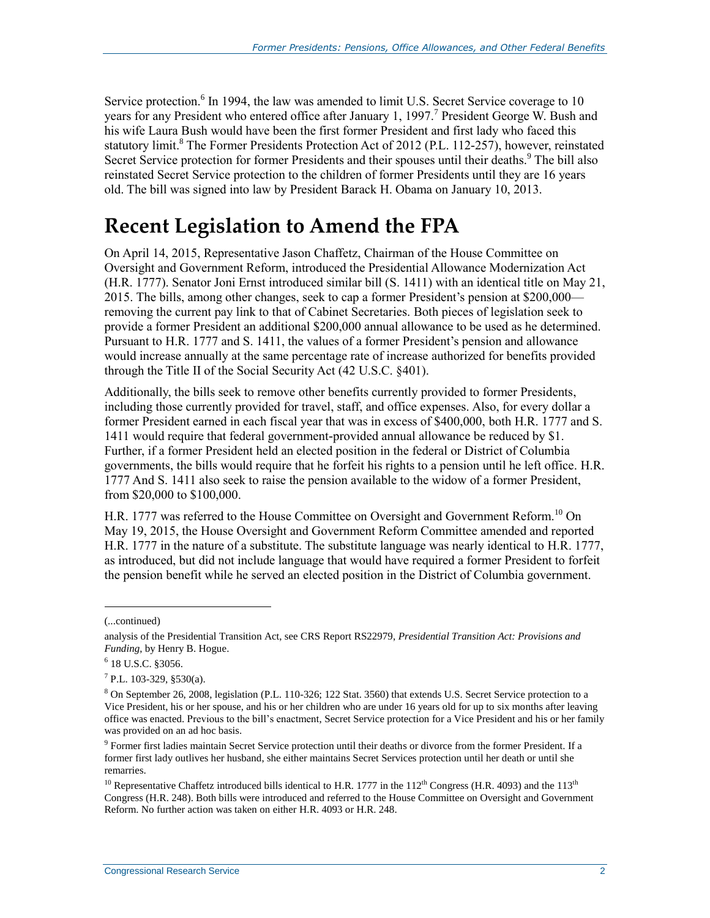Service protection.[6] In 1994, the law was amended to limit U.S. Secret Service coverage to 10 years for any President who entered office after January 1, 1997.[7] President George W. Bush and his wife Laura Bush would have been the first former President and first lady who faced this statutory limit.[8] The Former Presidents Protection Act of 2012 (P.L. 112-257), however, reinstated Secret Service protection for former Presidents and their spouses until their deaths.[9] The bill also reinstated Secret Service protection to the children of former Presidents until they are 16 years old. The bill was signed into law by President Barack H. Obama on January 10, 2013.

# Recent Legislation to Amend the FPA

On April 14, 2015, Representative Jason Chaffetz, Chairman of the House Committee on Oversight and Government Reform, introduced the Presidential Allowance Modernization Act (H.R. 1777). Senator Joni Ernst introduced similar bill (S. 1411) with an identical title on May 21, 2015. The bills, among other changes, seek to cap a former President's pension at $200,000—removing the current pay link to that of Cabinet Secretaries. Both pieces of legislation seek to provide a former President an additional $200,000 annual allowance to be used as he determined. Pursuant to H.R. 1777 and S. 1411, the values of a former President's pension and allowance would increase annually at the same percentage rate of increase authorized for benefits provided through the Title II of the Social Security Act (42 U.S.C. §401).

Additionally, the bills seek to remove other benefits currently provided to former Presidents, including those currently provided for travel, staff, and office expenses. Also, for every dollar a former President earned in each fiscal year that was in excess of $400,000, both H.R. 1777 and S. 1411 would require that federal government-provided annual allowance be reduced by $1. Further, if a former President held an elected position in the federal or District of Columbia governments, the bills would require that he forfeit his rights to a pension until he left office. H.R. 1777 And S. 1411 also seek to raise the pension available to the widow of a former President, from $20,000 to $100,000.

H.R. 1777 was referred to the House Committee on Oversight and Government Reform.[10] On May 19, 2015, the House Oversight and Government Reform Committee amended and reported H.R. 1777 in the nature of a substitute. The substitute language was nearly identical to H.R. 1777, as introduced, but did not include language that would have required a former President to forfeit the pension benefit while he served an elected position in the District of Columbia government.

---

(...continued)

analysis of the Presidential Transition Act, see CRS Report RS22979, *Presidential Transition Act: Provisions and Funding*, by Henry B. Hogue.

[6] 18 U.S.C. §3056.

[7] P.L. 103-329, §530(a).

[8] On September 26, 2008, legislation (P.L. 110-326; 122 Stat. 3560) that extends U.S. Secret Service protection to a Vice President, his or her spouse, and his or her children who are under 16 years old for up to six months after leaving office was enacted. Previous to the bill's enactment, Secret Service protection for a Vice President and his or her family was provided on an ad hoc basis.

[9] Former first ladies maintain Secret Service protection until their deaths or divorce from the former President. If a former first lady outlives her husband, she either maintains Secret Services protection until her death or until she remarries.

[10] Representative Chaffetz introduced bills identical to H.R. 1777 in the 112th Congress (H.R. 4093) and the 113th Congress (H.R. 248). Both bills were introduced and referred to the House Committee on Oversight and Government Reform. No further action was taken on either H.R. 4093 or H.R. 248.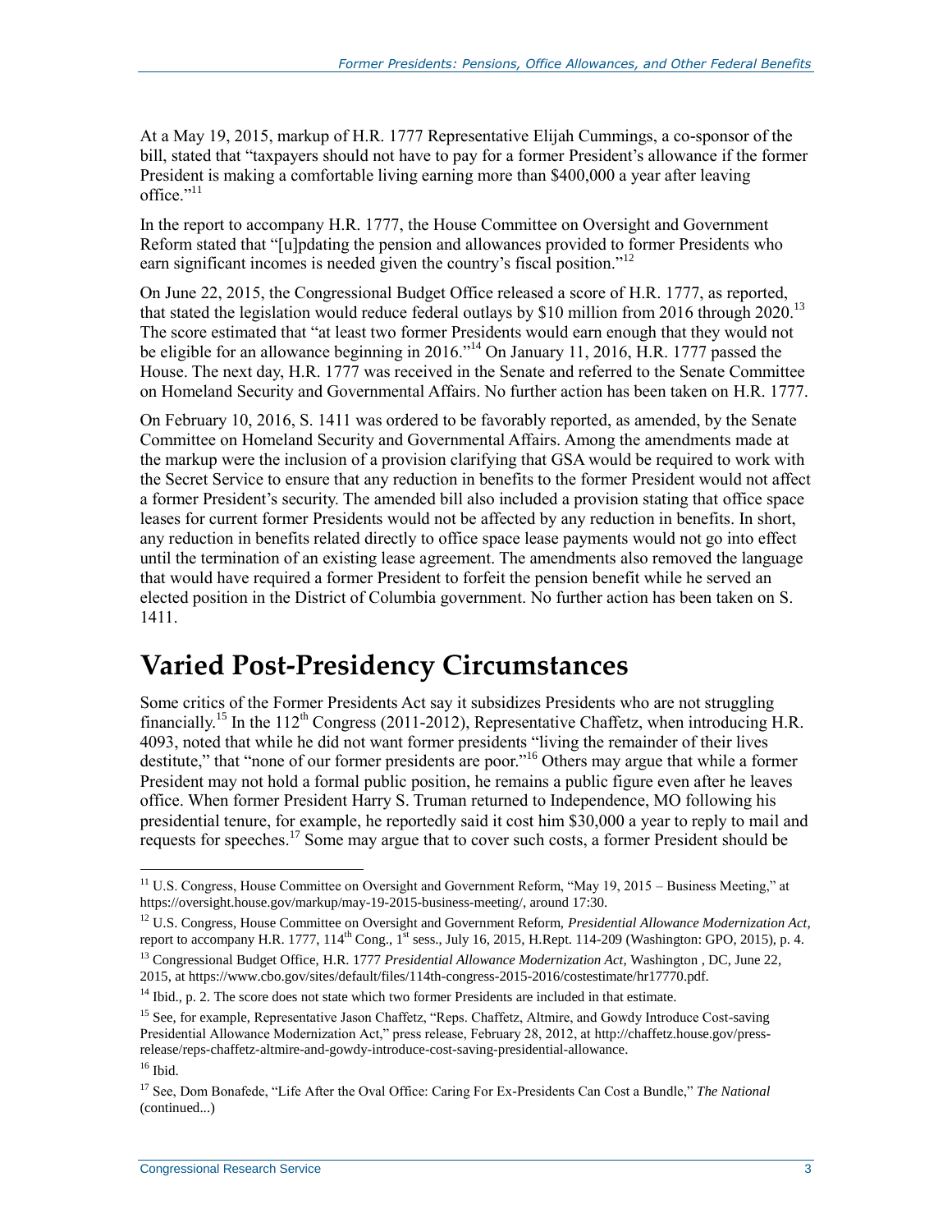At a May 19, 2015, markup of H.R. 1777 Representative Elijah Cummings, a co-sponsor of the bill, stated that "taxpayers should not have to pay for a former President's allowance if the former President is making a comfortable living earning more than $400,000 a year after leaving office."[11]

In the report to accompany H.R. 1777, the House Committee on Oversight and Government Reform stated that "[u]pdating the pension and allowances provided to former Presidents who earn significant incomes is needed given the country's fiscal position."[12]

On June 22, 2015, the Congressional Budget Office released a score of H.R. 1777, as reported, that stated the legislation would reduce federal outlays by $10 million from 2016 through 2020.[13] The score estimated that "at least two former Presidents would earn enough that they would not be eligible for an allowance beginning in 2016."[14] On January 11, 2016, H.R. 1777 passed the House. The next day, H.R. 1777 was received in the Senate and referred to the Senate Committee on Homeland Security and Governmental Affairs. No further action has been taken on H.R. 1777.

On February 10, 2016, S. 1411 was ordered to be favorably reported, as amended, by the Senate Committee on Homeland Security and Governmental Affairs. Among the amendments made at the markup were the inclusion of a provision clarifying that GSA would be required to work with the Secret Service to ensure that any reduction in benefits to the former President would not affect a former President's security. The amended bill also included a provision stating that office space leases for current former Presidents would not be affected by any reduction in benefits. In short, any reduction in benefits related directly to office space lease payments would not go into effect until the termination of an existing lease agreement. The amendments also removed the language that would have required a former President to forfeit the pension benefit while he served an elected position in the District of Columbia government. No further action has been taken on S. 1411.

# Varied Post-Presidency Circumstances

Some critics of the Former Presidents Act say it subsidizes Presidents who are not struggling financially.[15] In the 112th Congress (2011-2012), Representative Chaffetz, when introducing H.R. 4093, noted that while he did not want former presidents "living the remainder of their lives destitute," that "none of our former presidents are poor."[16] Others may argue that while a former President may not hold a formal public position, he remains a public figure even after he leaves office. When former President Harry S. Truman returned to Independence, MO following his presidential tenure, for example, he reportedly said it cost him $30,000 a year to reply to mail and requests for speeches.[17] Some may argue that to cover such costs, a former President should be

---

[11] U.S. Congress, House Committee on Oversight and Government Reform, "May 19, 2015 – Business Meeting," at https://oversight.house.gov/markup/may-19-2015-business-meeting/, around 17:30.

[12] U.S. Congress, House Committee on Oversight and Government Reform, *Presidential Allowance Modernization Act*, report to accompany H.R. 1777, 114th Cong., 1st sess., July 16, 2015, H.Rept. 114-209 (Washington: GPO, 2015), p. 4.

[13] Congressional Budget Office, H.R. 1777 *Presidential Allowance Modernization Act*, Washington , DC, June 22, 2015, at https://www.cbo.gov/sites/default/files/114th-congress-2015-2016/costestimate/hr17770.pdf.

[14] Ibid., p. 2. The score does not state which two former Presidents are included in that estimate.

[15] See, for example, Representative Jason Chaffetz, "Reps. Chaffetz, Altmire, and Gowdy Introduce Cost-saving Presidential Allowance Modernization Act," press release, February 28, 2012, at http://chaffetz.house.gov/press-release/reps-chaffetz-altmire-and-gowdy-introduce-cost-saving-presidential-allowance.

[16] Ibid.

[17] See, Dom Bonafede, "Life After the Oval Office: Caring For Ex-Presidents Can Cost a Bundle," *The National* (continued...)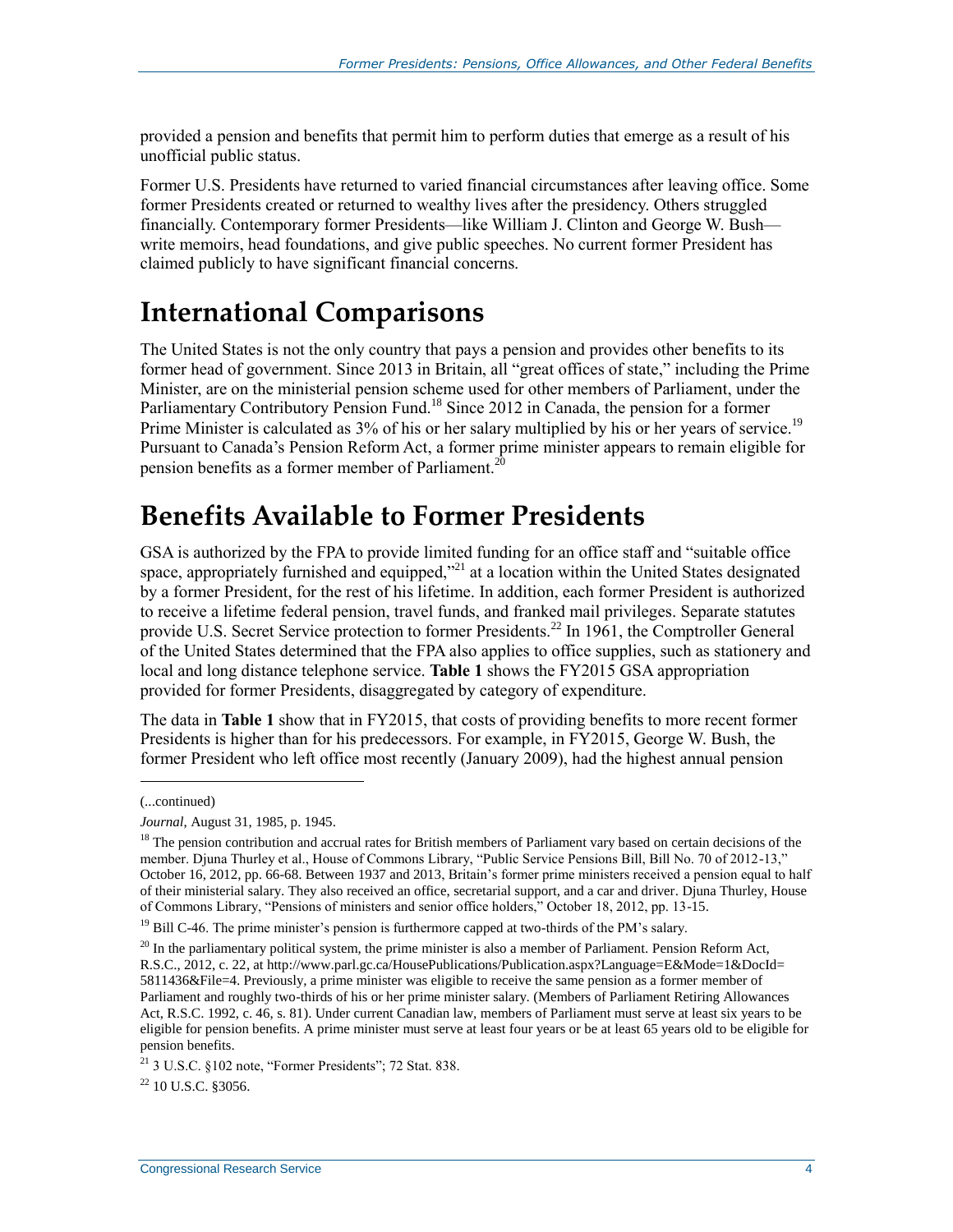provided a pension and benefits that permit him to perform duties that emerge as a result of his unofficial public status.

Former U.S. Presidents have returned to varied financial circumstances after leaving office. Some former Presidents created or returned to wealthy lives after the presidency. Others struggled financially. Contemporary former Presidents—like William J. Clinton and George W. Bush—write memoirs, head foundations, and give public speeches. No current former President has claimed publicly to have significant financial concerns.

# International Comparisons

The United States is not the only country that pays a pension and provides other benefits to its former head of government. Since 2013 in Britain, all "great offices of state," including the Prime Minister, are on the ministerial pension scheme used for other members of Parliament, under the Parliamentary Contributory Pension Fund.[18] Since 2012 in Canada, the pension for a former Prime Minister is calculated as 3% of his or her salary multiplied by his or her years of service.[19] Pursuant to Canada's Pension Reform Act, a former prime minister appears to remain eligible for pension benefits as a former member of Parliament.[20]

# Benefits Available to Former Presidents

GSA is authorized by the FPA to provide limited funding for an office staff and "suitable office space, appropriately furnished and equipped,"[21] at a location within the United States designated by a former President, for the rest of his lifetime. In addition, each former President is authorized to receive a lifetime federal pension, travel funds, and franked mail privileges. Separate statutes provide U.S. Secret Service protection to former Presidents.[22] In 1961, the Comptroller General of the United States determined that the FPA also applies to office supplies, such as stationery and local and long distance telephone service. **Table 1** shows the FY2015 GSA appropriation provided for former Presidents, disaggregated by category of expenditure.

The data in **Table 1** show that in FY2015, that costs of providing benefits to more recent former Presidents is higher than for his predecessors. For example, in FY2015, George W. Bush, the former President who left office most recently (January 2009), had the highest annual pension

---

(...continued)

*Journal*, August 31, 1985, p. 1945.

[18] The pension contribution and accrual rates for British members of Parliament vary based on certain decisions of the member. Djuna Thurley et al., House of Commons Library, "Public Service Pensions Bill, Bill No. 70 of 2012-13," October 16, 2012, pp. 66-68. Between 1937 and 2013, Britain's former prime ministers received a pension equal to half of their ministerial salary. They also received an office, secretarial support, and a car and driver. Djuna Thurley, House of Commons Library, "Pensions of ministers and senior office holders," October 18, 2012, pp. 13-15.

[19] Bill C-46. The prime minister's pension is furthermore capped at two-thirds of the PM's salary.

[20] In the parliamentary political system, the prime minister is also a member of Parliament. Pension Reform Act, R.S.C., 2012, c. 22, at http://www.parl.gc.ca/HousePublications/Publication.aspx?Language=E&Mode=1&DocId=5811436&File=4. Previously, a prime minister was eligible to receive the same pension as a former member of Parliament and roughly two-thirds of his or her prime minister salary. (Members of Parliament Retiring Allowances Act, R.S.C. 1992, c. 46, s. 81). Under current Canadian law, members of Parliament must serve at least six years to be eligible for pension benefits. A prime minister must serve at least four years or be at least 65 years old to be eligible for pension benefits.

[21] 3 U.S.C. §102 note, "Former Presidents"; 72 Stat. 838.

[22] 10 U.S.C. §3056.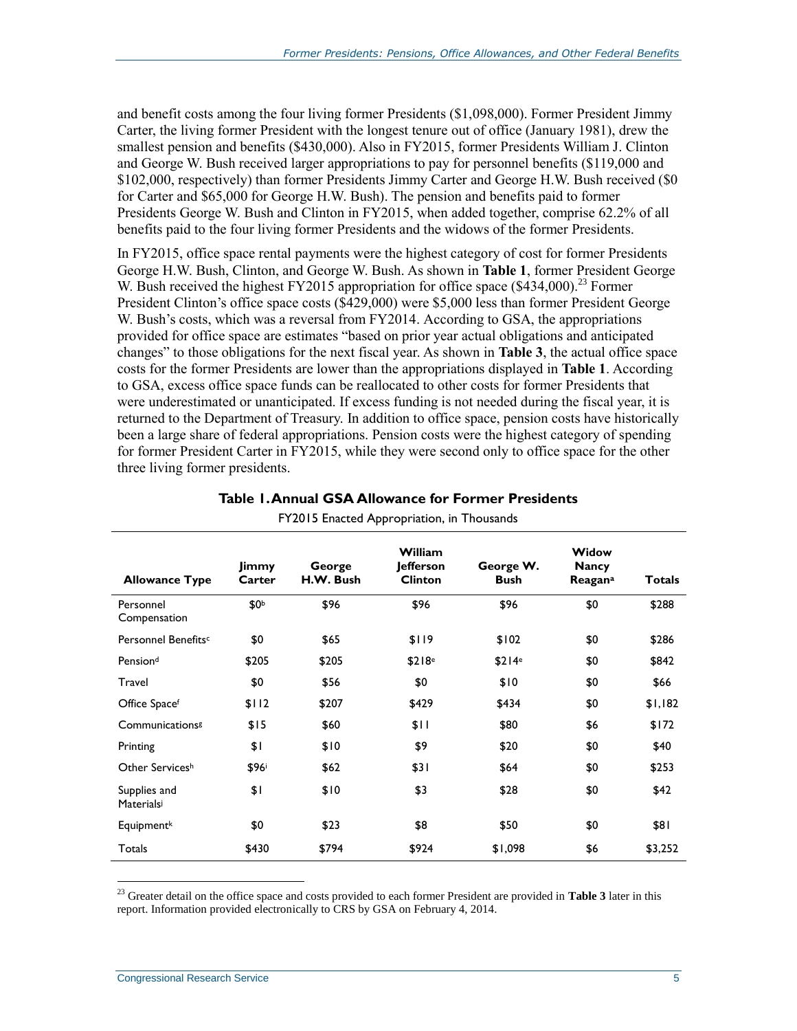and benefit costs among the four living former Presidents ($1,098,000). Former President Jimmy Carter, the living former President with the longest tenure out of office (January 1981), drew the smallest pension and benefits ($430,000). Also in FY2015, former Presidents William J. Clinton and George W. Bush received larger appropriations to pay for personnel benefits ($119,000 and $102,000, respectively) than former Presidents Jimmy Carter and George H.W. Bush received ($0 for Carter and $65,000 for George H.W. Bush). The pension and benefits paid to former Presidents George W. Bush and Clinton in FY2015, when added together, comprise 62.2% of all benefits paid to the four living former Presidents and the widows of the former Presidents.

In FY2015, office space rental payments were the highest category of cost for former Presidents George H.W. Bush, Clinton, and George W. Bush. As shown in **Table 1**, former President George W. Bush received the highest FY2015 appropriation for office space ($434,000).[23] Former President Clinton's office space costs ($429,000) were $5,000 less than former President George W. Bush's costs, which was a reversal from FY2014. According to GSA, the appropriations provided for office space are estimates "based on prior year actual obligations and anticipated changes" to those obligations for the next fiscal year. As shown in **Table 3**, the actual office space costs for the former Presidents are lower than the appropriations displayed in **Table 1**. According to GSA, excess office space funds can be reallocated to other costs for former Presidents that were underestimated or unanticipated. If excess funding is not needed during the fiscal year, it is returned to the Department of Treasury. In addition to office space, pension costs have historically been a large share of federal appropriations. Pension costs were the highest category of spending for former President Carter in FY2015, while they were second only to office space for the other three living former presidents.

**Table 1. Annual GSA Allowance for Former Presidents**

FY2015 Enacted Appropriation, in Thousands

| Allowance Type | Jimmy Carter | George H.W. Bush | William Jefferson Clinton | George W. Bush | Widow Nancy Reagan[a] | Totals |
|---|---|---|---|---|---|---|
| Personnel Compensation | $0[b] | $96 | $96 | $96 | $0 | $288 |
| Personnel Benefits[c] | $0 | $65 | $119 | $102 | $0 | $286 |
| Pension[d] | $205 | $205 | $218[e] | $214[e] | $0 | $842 |
| Travel | $0 | $56 | $0 | $10 | $0 | $66 |
| Office Space[f] | $112 | $207 | $429 | $434 | $0 | $1,182 |
| Communications[g] | $15 | $60 | $11 | $80 | $6 | $172 |
| Printing | $1 | $10 | $9 | $20 | $0 | $40 |
| Other Services[h] | $96[i] | $62 | $31 | $64 | $0 | $253 |
| Supplies and Materials[j] | $1 | $10 | $3 | $28 | $0 | $42 |
| Equipment[k] | $0 | $23 | $8 | $50 | $0 | $81 |
| Totals | $430 | $794 | $924 | $1,098 | $6 | $3,252 |

[23] Greater detail on the office space and costs provided to each former President are provided in **Table 3** later in this report. Information provided electronically to CRS by GSA on February 4, 2014.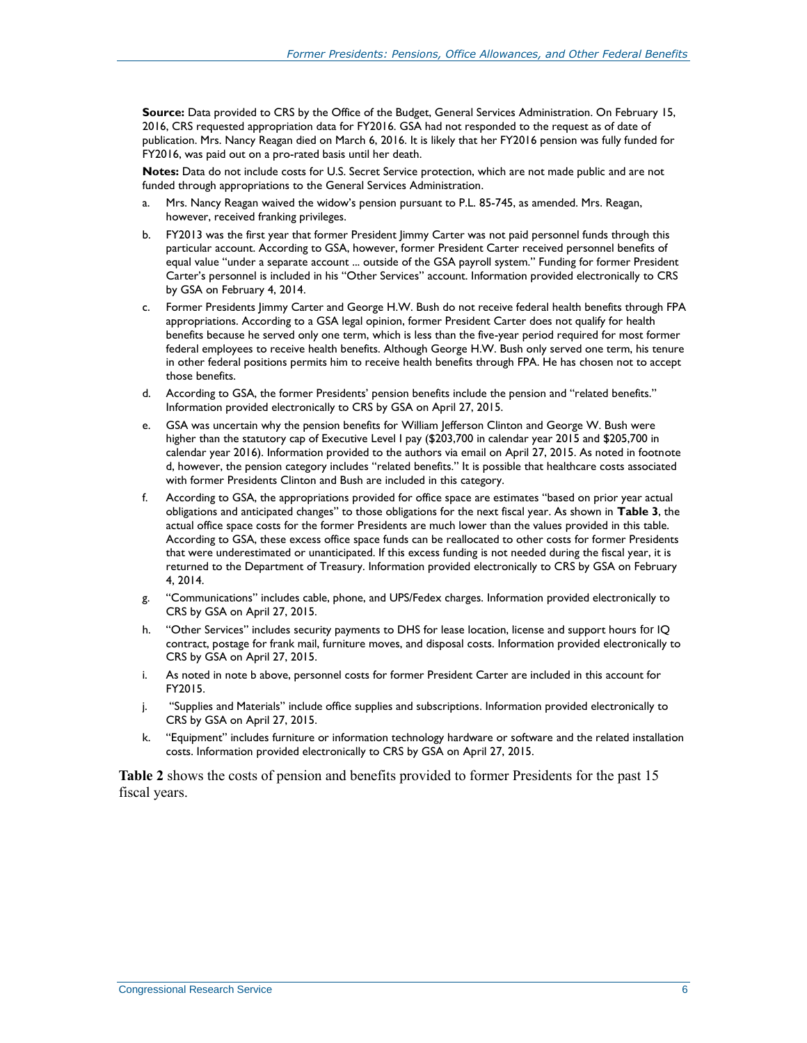**Source:** Data provided to CRS by the Office of the Budget, General Services Administration. On February 15, 2016, CRS requested appropriation data for FY2016. GSA had not responded to the request as of date of publication. Mrs. Nancy Reagan died on March 6, 2016. It is likely that her FY2016 pension was fully funded for FY2016, was paid out on a pro-rated basis until her death.

**Notes:** Data do not include costs for U.S. Secret Service protection, which are not made public and are not funded through appropriations to the General Services Administration.

a. Mrs. Nancy Reagan waived the widow's pension pursuant to P.L. 85-745, as amended. Mrs. Reagan, however, received franking privileges.

b. FY2013 was the first year that former President Jimmy Carter was not paid personnel funds through this particular account. According to GSA, however, former President Carter received personnel benefits of equal value "under a separate account ... outside of the GSA payroll system." Funding for former President Carter's personnel is included in his "Other Services" account. Information provided electronically to CRS by GSA on February 4, 2014.

c. Former Presidents Jimmy Carter and George H.W. Bush do not receive federal health benefits through FPA appropriations. According to a GSA legal opinion, former President Carter does not qualify for health benefits because he served only one term, which is less than the five-year period required for most former federal employees to receive health benefits. Although George H.W. Bush only served one term, his tenure in other federal positions permits him to receive health benefits through FPA. He has chosen not to accept those benefits.

d. According to GSA, the former Presidents' pension benefits include the pension and "related benefits." Information provided electronically to CRS by GSA on April 27, 2015.

e. GSA was uncertain why the pension benefits for William Jefferson Clinton and George W. Bush were higher than the statutory cap of Executive Level I pay ($203,700 in calendar year 2015 and $205,700 in calendar year 2016). Information provided to the authors via email on April 27, 2015. As noted in footnote d, however, the pension category includes "related benefits." It is possible that healthcare costs associated with former Presidents Clinton and Bush are included in this category.

f. According to GSA, the appropriations provided for office space are estimates "based on prior year actual obligations and anticipated changes" to those obligations for the next fiscal year. As shown in **Table 3**, the actual office space costs for the former Presidents are much lower than the values provided in this table. According to GSA, these excess office space funds can be reallocated to other costs for former Presidents that were underestimated or unanticipated. If this excess funding is not needed during the fiscal year, it is returned to the Department of Treasury. Information provided electronically to CRS by GSA on February 4, 2014.

g. "Communications" includes cable, phone, and UPS/Fedex charges. Information provided electronically to CRS by GSA on April 27, 2015.

h. "Other Services" includes security payments to DHS for lease location, license and support hours for IQ contract, postage for frank mail, furniture moves, and disposal costs. Information provided electronically to CRS by GSA on April 27, 2015.

i. As noted in note b above, personnel costs for former President Carter are included in this account for FY2015.

j. "Supplies and Materials" include office supplies and subscriptions. Information provided electronically to CRS by GSA on April 27, 2015.

k. "Equipment" includes furniture or information technology hardware or software and the related installation costs. Information provided electronically to CRS by GSA on April 27, 2015.

**Table 2** shows the costs of pension and benefits provided to former Presidents for the past 15 fiscal years.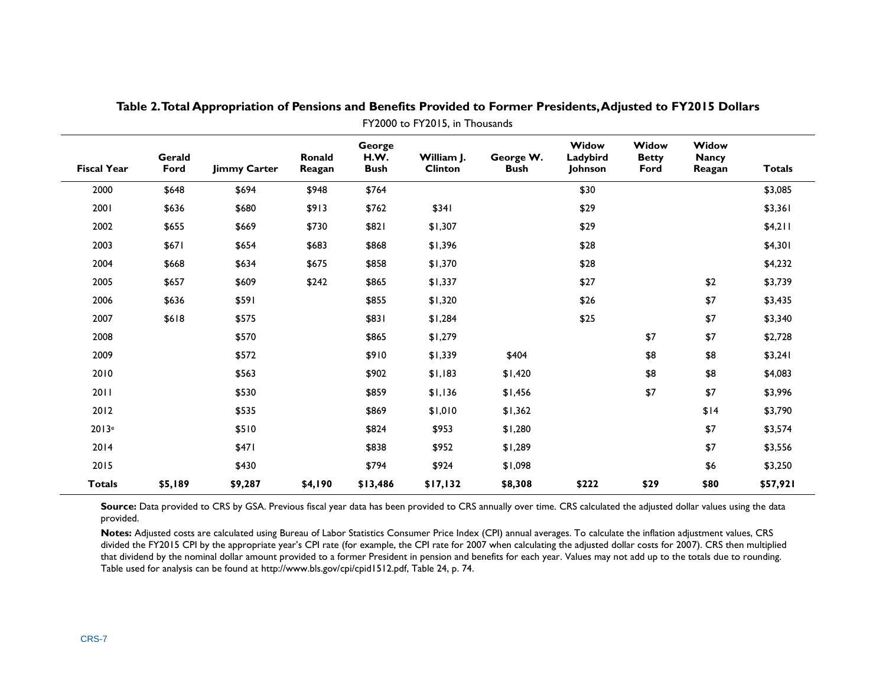**Table 2. Total Appropriation of Pensions and Benefits Provided to Former Presidents, Adjusted to FY2015 Dollars**

FY2000 to FY2015, in Thousands

| Fiscal Year | Gerald Ford | Jimmy Carter | Ronald Reagan | George H.W. Bush | William J. Clinton | George W. Bush | Widow Ladybird Johnson | Widow Betty Ford | Widow Nancy Reagan | Totals |
|---|---|---|---|---|---|---|---|---|---|---|
| 2000 | $648 | $694 | $948 | $764 | | | $30 | | | $3,085 |
| 2001 | $636 | $680 | $913 | $762 | $341 | | $29 | | | $3,361 |
| 2002 | $655 | $669 | $730 | $821 | $1,307 | | $29 | | | $4,211 |
| 2003 | $671 | $654 | $683 | $868 | $1,396 | | $28 | | | $4,301 |
| 2004 | $668 | $634 | $675 | $858 | $1,370 | | $28 | | | $4,232 |
| 2005 | $657 | $609 | $242 | $865 | $1,337 | | $27 | | $2 | $3,739 |
| 2006 | $636 | $591 | | $855 | $1,320 | | $26 | | $7 | $3,435 |
| 2007 | $618 | $575 | | $831 | $1,284 | | $25 | | $7 | $3,340 |
| 2008 | | $570 | | $865 | $1,279 | | | $7 | $7 | $2,728 |
| 2009 | | $572 | | $910 | $1,339 | $404 | | $8 | $8 | $3,241 |
| 2010 | | $563 | | $902 | $1,183 | $1,420 | | $8 | $8 | $4,083 |
| 2011 | | $530 | | $859 | $1,136 | $1,456 | | $7 | $7 | $3,996 |
| 2012 | | $535 | | $869 | $1,010 | $1,362 | | | $14 | $3,790 |
| 2013[e] | | $510 | | $824 | $953 | $1,280 | | | $7 | $3,574 |
| 2014 | | $471 | | $838 | $952 | $1,289 | | | $7 | $3,556 |
| 2015 | | $430 | | $794 | $924 | $1,098 | | | $6 | $3,250 |
| **Totals** | **$5,189** | **$9,287** | **$4,190** | **$13,486** | **$17,132** | **$8,308** | **$222** | **$29** | **$80** | **$57,921** |

**Source:** Data provided to CRS by GSA. Previous fiscal year data has been provided to CRS annually over time. CRS calculated the adjusted dollar values using the data provided.

**Notes:** Adjusted costs are calculated using Bureau of Labor Statistics Consumer Price Index (CPI) annual averages. To calculate the inflation adjustment values, CRS divided the FY2015 CPI by the appropriate year's CPI rate (for example, the CPI rate for 2007 when calculating the adjusted dollar costs for 2007). CRS then multiplied that dividend by the nominal dollar amount provided to a former President in pension and benefits for each year. Values may not add up to the totals due to rounding. Table used for analysis can be found at http://www.bls.gov/cpi/cpid1512.pdf, Table 24, p. 74.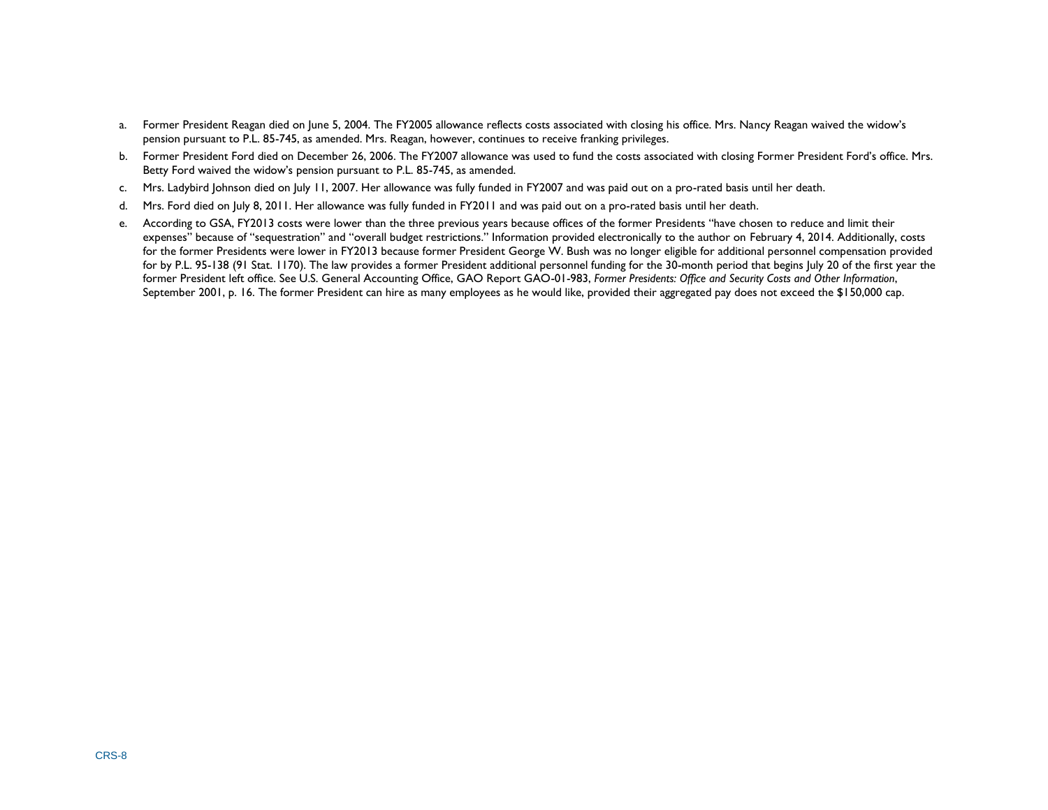a. Former President Reagan died on June 5, 2004. The FY2005 allowance reflects costs associated with closing his office. Mrs. Nancy Reagan waived the widow's pension pursuant to P.L. 85-745, as amended. Mrs. Reagan, however, continues to receive franking privileges.

b. Former President Ford died on December 26, 2006. The FY2007 allowance was used to fund the costs associated with closing Former President Ford's office. Mrs. Betty Ford waived the widow's pension pursuant to P.L. 85-745, as amended.

c. Mrs. Ladybird Johnson died on July 11, 2007. Her allowance was fully funded in FY2007 and was paid out on a pro-rated basis until her death.

d. Mrs. Ford died on July 8, 2011. Her allowance was fully funded in FY2011 and was paid out on a pro-rated basis until her death.

e. According to GSA, FY2013 costs were lower than the three previous years because offices of the former Presidents "have chosen to reduce and limit their expenses" because of "sequestration" and "overall budget restrictions." Information provided electronically to the author on February 4, 2014. Additionally, costs for the former Presidents were lower in FY2013 because former President George W. Bush was no longer eligible for additional personnel compensation provided for by P.L. 95-138 (91 Stat. 1170). The law provides a former President additional personnel funding for the 30-month period that begins July 20 of the first year the former President left office. See U.S. General Accounting Office, GAO Report GAO-01-983, *Former Presidents: Office and Security Costs and Other Information*, September 2001, p. 16. The former President can hire as many employees as he would like, provided their aggregated pay does not exceed the $150,000 cap.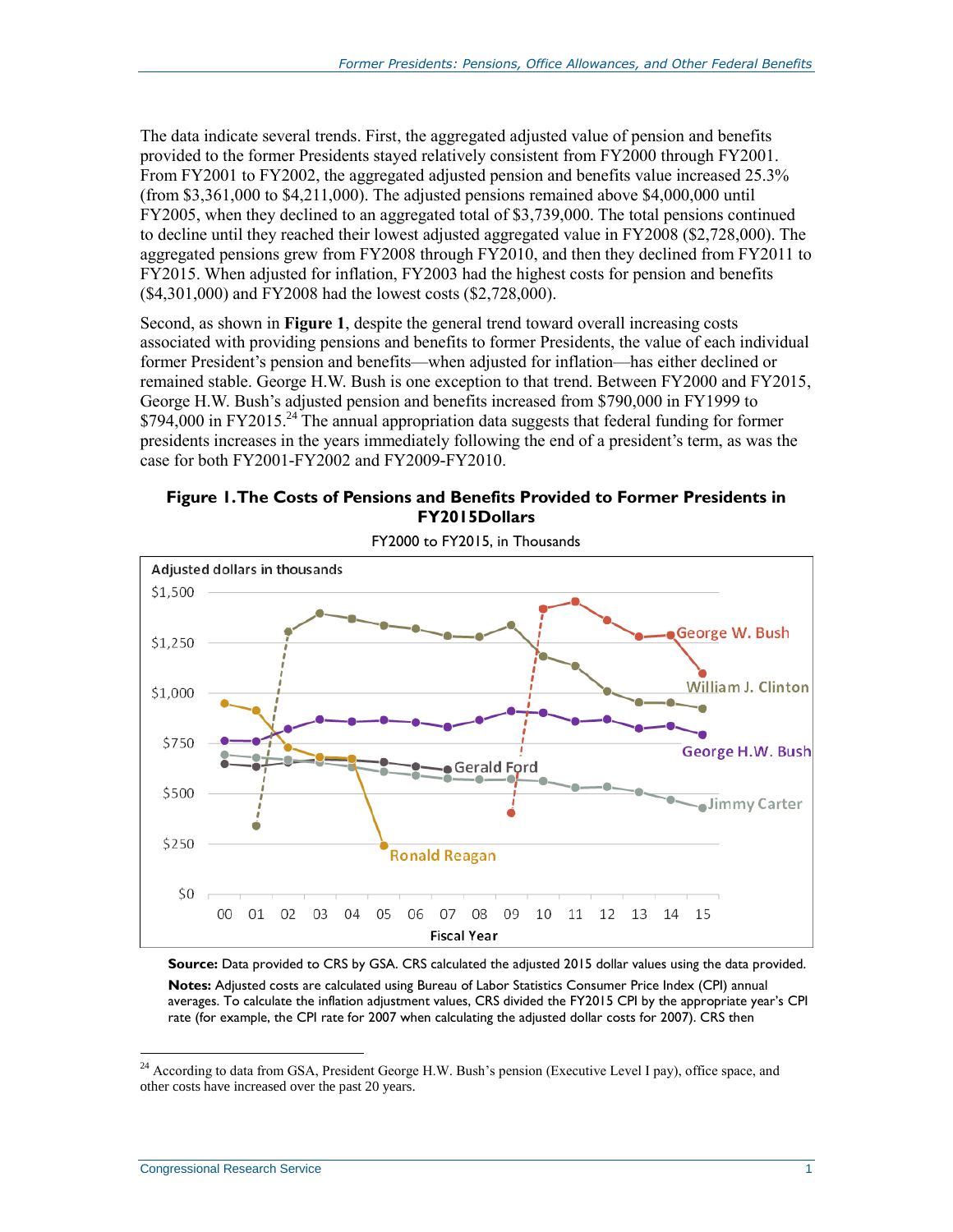The data indicate several trends. First, the aggregated adjusted value of pension and benefits provided to the former Presidents stayed relatively consistent from FY2000 through FY2001. From FY2001 to FY2002, the aggregated adjusted pension and benefits value increased 25.3% (from $3,361,000 to $4,211,000). The adjusted pensions remained above $4,000,000 until FY2005, when they declined to an aggregated total of $3,739,000. The total pensions continued to decline until they reached their lowest adjusted aggregated value in FY2008 ($2,728,000). The aggregated pensions grew from FY2008 through FY2010, and then they declined from FY2011 to FY2015. When adjusted for inflation, FY2003 had the highest costs for pension and benefits ($4,301,000) and FY2008 had the lowest costs ($2,728,000).

Second, as shown in **Figure 1**, despite the general trend toward overall increasing costs associated with providing pensions and benefits to former Presidents, the value of each individual former President's pension and benefits—when adjusted for inflation—has either declined or remained stable. George H.W. Bush is one exception to that trend. Between FY2000 and FY2015, George H.W. Bush's adjusted pension and benefits increased from $790,000 in FY1999 to $794,000 in FY2015.[24] The annual appropriation data suggests that federal funding for former presidents increases in the years immediately following the end of a president's term, as was the case for both FY2001-FY2002 and FY2009-FY2010.

**Figure 1. The Costs of Pensions and Benefits Provided to Former Presidents in FY2015Dollars**

FY2000 to FY2015, in Thousands

**Source:** Data provided to CRS by GSA. CRS calculated the adjusted 2015 dollar values using the data provided.

**Notes:** Adjusted costs are calculated using Bureau of Labor Statistics Consumer Price Index (CPI) annual averages. To calculate the inflation adjustment values, CRS divided the FY2015 CPI by the appropriate year's CPI rate (for example, the CPI rate for 2007 when calculating the adjusted dollar costs for 2007). CRS then

---

[24] According to data from GSA, President George H.W. Bush's pension (Executive Level I pay), office space, and other costs have increased over the past 20 years.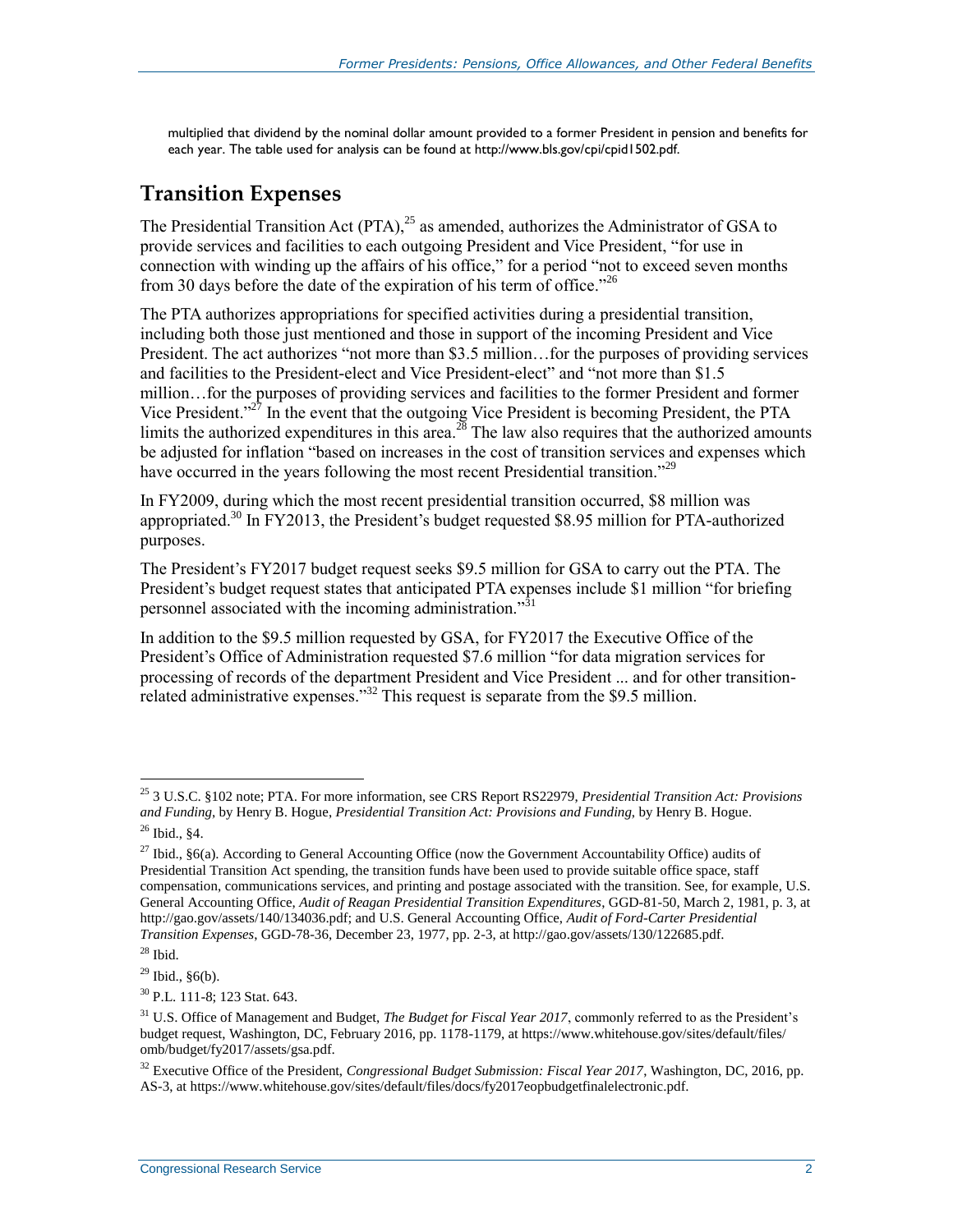multiplied that dividend by the nominal dollar amount provided to a former President in pension and benefits for each year. The table used for analysis can be found at http://www.bls.gov/cpi/cpid1502.pdf.

## Transition Expenses

The Presidential Transition Act (PTA),[25] as amended, authorizes the Administrator of GSA to provide services and facilities to each outgoing President and Vice President, "for use in connection with winding up the affairs of his office," for a period "not to exceed seven months from 30 days before the date of the expiration of his term of office."[26]

The PTA authorizes appropriations for specified activities during a presidential transition, including both those just mentioned and those in support of the incoming President and Vice President. The act authorizes "not more than $3.5 million…for the purposes of providing services and facilities to the President-elect and Vice President-elect" and "not more than $1.5 million…for the purposes of providing services and facilities to the former President and former Vice President."[27] In the event that the outgoing Vice President is becoming President, the PTA limits the authorized expenditures in this area.[28] The law also requires that the authorized amounts be adjusted for inflation "based on increases in the cost of transition services and expenses which have occurred in the years following the most recent Presidential transition."[29]

In FY2009, during which the most recent presidential transition occurred, $8 million was appropriated.[30] In FY2013, the President's budget requested $8.95 million for PTA-authorized purposes.

The President's FY2017 budget request seeks $9.5 million for GSA to carry out the PTA. The President's budget request states that anticipated PTA expenses include $1 million "for briefing personnel associated with the incoming administration."[31]

In addition to the $9.5 million requested by GSA, for FY2017 the Executive Office of the President's Office of Administration requested $7.6 million "for data migration services for processing of records of the department President and Vice President ... and for other transition-related administrative expenses."[32] This request is separate from the $9.5 million.

---

[25] 3 U.S.C. §102 note; PTA. For more information, see CRS Report RS22979, *Presidential Transition Act: Provisions and Funding*, by Henry B. Hogue, *Presidential Transition Act: Provisions and Funding*, by Henry B. Hogue.

[26] Ibid., §4.

[27] Ibid., §6(a). According to General Accounting Office (now the Government Accountability Office) audits of Presidential Transition Act spending, the transition funds have been used to provide suitable office space, staff compensation, communications services, and printing and postage associated with the transition. See, for example, U.S. General Accounting Office, *Audit of Reagan Presidential Transition Expenditures*, GGD-81-50, March 2, 1981, p. 3, at http://gao.gov/assets/140/134036.pdf; and U.S. General Accounting Office, *Audit of Ford-Carter Presidential Transition Expenses*, GGD-78-36, December 23, 1977, pp. 2-3, at http://gao.gov/assets/130/122685.pdf.

[28] Ibid.

[29] Ibid., §6(b).

[30] P.L. 111-8; 123 Stat. 643.

[31] U.S. Office of Management and Budget, *The Budget for Fiscal Year 2017*, commonly referred to as the President's budget request, Washington, DC, February 2016, pp. 1178-1179, at https://www.whitehouse.gov/sites/default/files/omb/budget/fy2017/assets/gsa.pdf.

[32] Executive Office of the President, *Congressional Budget Submission: Fiscal Year 2017*, Washington, DC, 2016, pp. AS-3, at https://www.whitehouse.gov/sites/default/files/docs/fy2017eopbudgetfinalelectronic.pdf.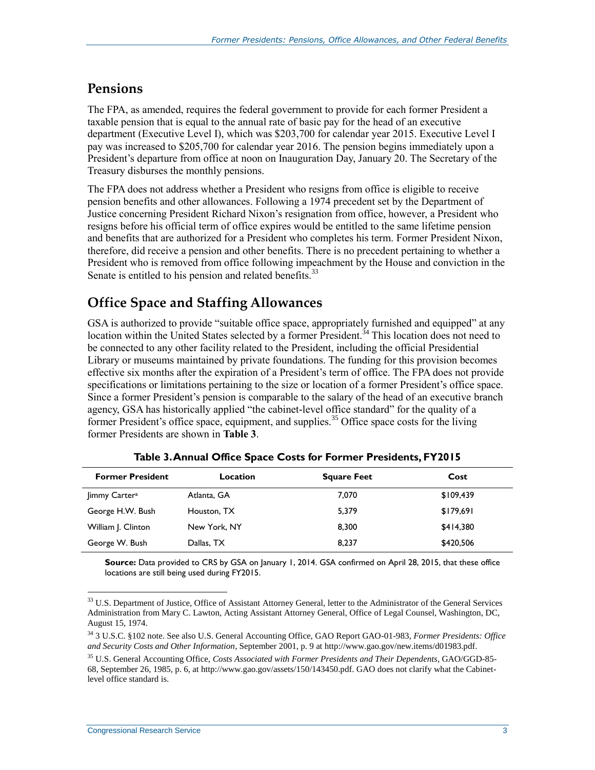## Pensions

The FPA, as amended, requires the federal government to provide for each former President a taxable pension that is equal to the annual rate of basic pay for the head of an executive department (Executive Level I), which was $203,700 for calendar year 2015. Executive Level I pay was increased to $205,700 for calendar year 2016. The pension begins immediately upon a President's departure from office at noon on Inauguration Day, January 20. The Secretary of the Treasury disburses the monthly pensions.

The FPA does not address whether a President who resigns from office is eligible to receive pension benefits and other allowances. Following a 1974 precedent set by the Department of Justice concerning President Richard Nixon's resignation from office, however, a President who resigns before his official term of office expires would be entitled to the same lifetime pension and benefits that are authorized for a President who completes his term. Former President Nixon, therefore, did receive a pension and other benefits. There is no precedent pertaining to whether a President who is removed from office following impeachment by the House and conviction in the Senate is entitled to his pension and related benefits.[33]

## Office Space and Staffing Allowances

GSA is authorized to provide "suitable office space, appropriately furnished and equipped" at any location within the United States selected by a former President.[34] This location does not need to be connected to any other facility related to the President, including the official Presidential Library or museums maintained by private foundations. The funding for this provision becomes effective six months after the expiration of a President's term of office. The FPA does not provide specifications or limitations pertaining to the size or location of a former President's office space. Since a former President's pension is comparable to the salary of the head of an executive branch agency, GSA has historically applied "the cabinet-level office standard" for the quality of a former President's office space, equipment, and supplies.[35] Office space costs for the living former Presidents are shown in **Table 3**.

**Table 3. Annual Office Space Costs for Former Presidents, FY2015**

| Former President | Location | Square Feet | Cost |
|---|---|---|---|
| Jimmy Carter[a] | Atlanta, GA | 7,070 | $109,439 |
| George H.W. Bush | Houston, TX | 5,379 | $179,691 |
| William J. Clinton | New York, NY | 8,300 | $414,380 |
| George W. Bush | Dallas, TX | 8,237 | $420,506 |

**Source:** Data provided to CRS by GSA on January 1, 2014. GSA confirmed on April 28, 2015, that these office locations are still being used during FY2015.

[33] U.S. Department of Justice, Office of Assistant Attorney General, letter to the Administrator of the General Services Administration from Mary C. Lawton, Acting Assistant Attorney General, Office of Legal Counsel, Washington, DC, August 15, 1974.

[34] 3 U.S.C. §102 note. See also U.S. General Accounting Office, GAO Report GAO-01-983, *Former Presidents: Office and Security Costs and Other Information*, September 2001, p. 9 at http://www.gao.gov/new.items/d01983.pdf.

[35] U.S. General Accounting Office, *Costs Associated with Former Presidents and Their Dependents*, GAO/GGD-85-68, September 26, 1985, p. 6, at http://www.gao.gov/assets/150/143450.pdf. GAO does not clarify what the Cabinet-level office standard is.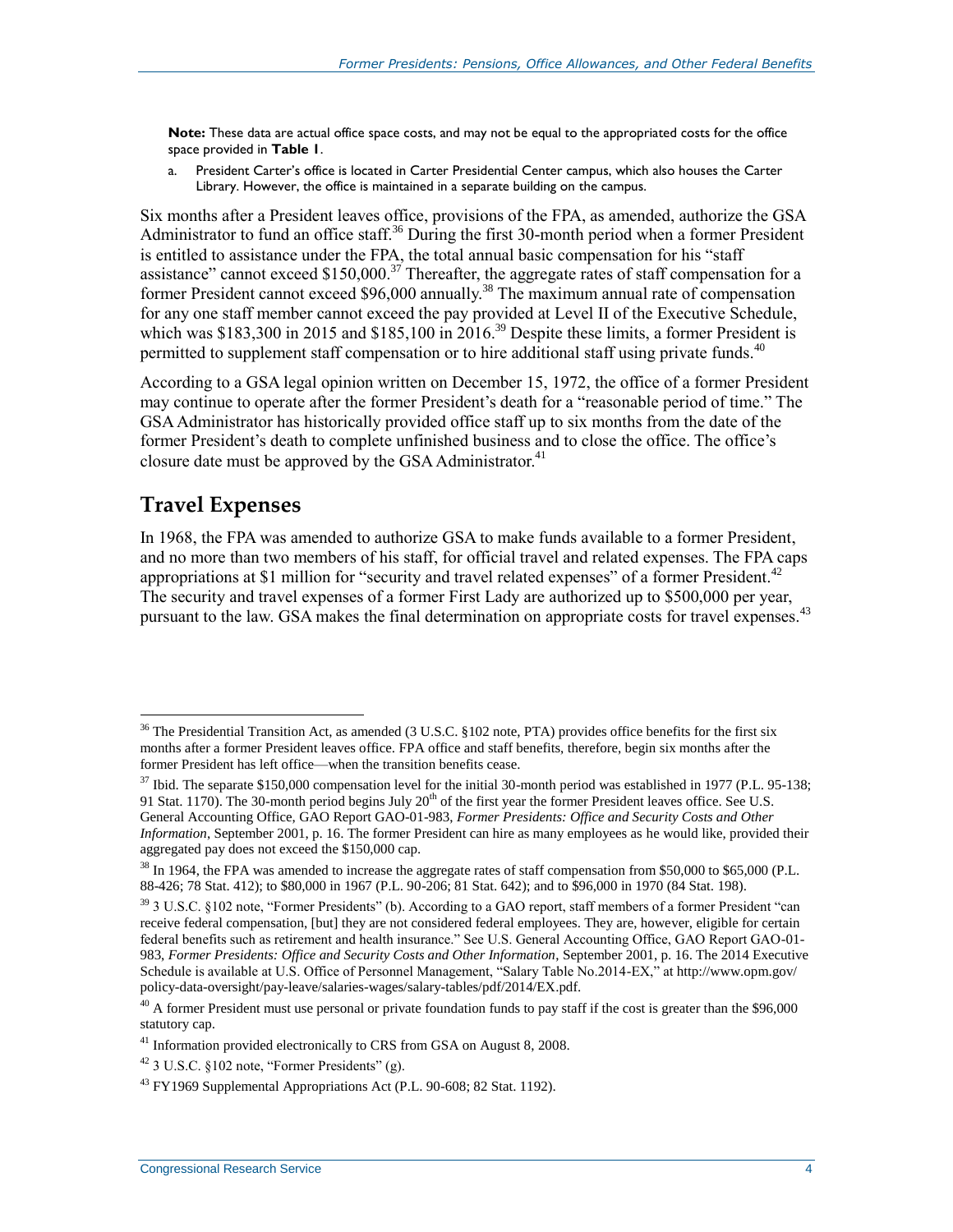**Note:** These data are actual office space costs, and may not be equal to the appropriated costs for the office space provided in **Table 1**.

a. President Carter's office is located in Carter Presidential Center campus, which also houses the Carter Library. However, the office is maintained in a separate building on the campus.

Six months after a President leaves office, provisions of the FPA, as amended, authorize the GSA Administrator to fund an office staff.[36] During the first 30-month period when a former President is entitled to assistance under the FPA, the total annual basic compensation for his "staff assistance" cannot exceed \$150,000.[37] Thereafter, the aggregate rates of staff compensation for a former President cannot exceed \$96,000 annually.[38] The maximum annual rate of compensation for any one staff member cannot exceed the pay provided at Level II of the Executive Schedule, which was \$183,300 in 2015 and \$185,100 in 2016.[39] Despite these limits, a former President is permitted to supplement staff compensation or to hire additional staff using private funds.[40]

According to a GSA legal opinion written on December 15, 1972, the office of a former President may continue to operate after the former President's death for a "reasonable period of time." The GSA Administrator has historically provided office staff up to six months from the date of the former President's death to complete unfinished business and to close the office. The office's closure date must be approved by the GSA Administrator.[41]

## Travel Expenses

In 1968, the FPA was amended to authorize GSA to make funds available to a former President, and no more than two members of his staff, for official travel and related expenses. The FPA caps appropriations at \$1 million for "security and travel related expenses" of a former President.[42] The security and travel expenses of a former First Lady are authorized up to \$500,000 per year, pursuant to the law. GSA makes the final determination on appropriate costs for travel expenses.[43]

---

[36] The Presidential Transition Act, as amended (3 U.S.C. §102 note, PTA) provides office benefits for the first six months after a former President leaves office. FPA office and staff benefits, therefore, begin six months after the former President has left office—when the transition benefits cease.

[37] Ibid. The separate \$150,000 compensation level for the initial 30-month period was established in 1977 (P.L. 95-138; 91 Stat. 1170). The 30-month period begins July 20th of the first year the former President leaves office. See U.S. General Accounting Office, GAO Report GAO-01-983, *Former Presidents: Office and Security Costs and Other Information*, September 2001, p. 16. The former President can hire as many employees as he would like, provided their aggregated pay does not exceed the \$150,000 cap.

[38] In 1964, the FPA was amended to increase the aggregate rates of staff compensation from \$50,000 to \$65,000 (P.L. 88-426; 78 Stat. 412); to \$80,000 in 1967 (P.L. 90-206; 81 Stat. 642); and to \$96,000 in 1970 (84 Stat. 198).

[39] 3 U.S.C. §102 note, "Former Presidents" (b). According to a GAO report, staff members of a former President "can receive federal compensation, [but] they are not considered federal employees. They are, however, eligible for certain federal benefits such as retirement and health insurance." See U.S. General Accounting Office, GAO Report GAO-01-983, *Former Presidents: Office and Security Costs and Other Information*, September 2001, p. 16. The 2014 Executive Schedule is available at U.S. Office of Personnel Management, "Salary Table No.2014-EX," at http://www.opm.gov/policy-data-oversight/pay-leave/salaries-wages/salary-tables/pdf/2014/EX.pdf.

[40] A former President must use personal or private foundation funds to pay staff if the cost is greater than the \$96,000 statutory cap.

[41] Information provided electronically to CRS from GSA on August 8, 2008.

[42] 3 U.S.C. §102 note, "Former Presidents" (g).

[43] FY1969 Supplemental Appropriations Act (P.L. 90-608; 82 Stat. 1192).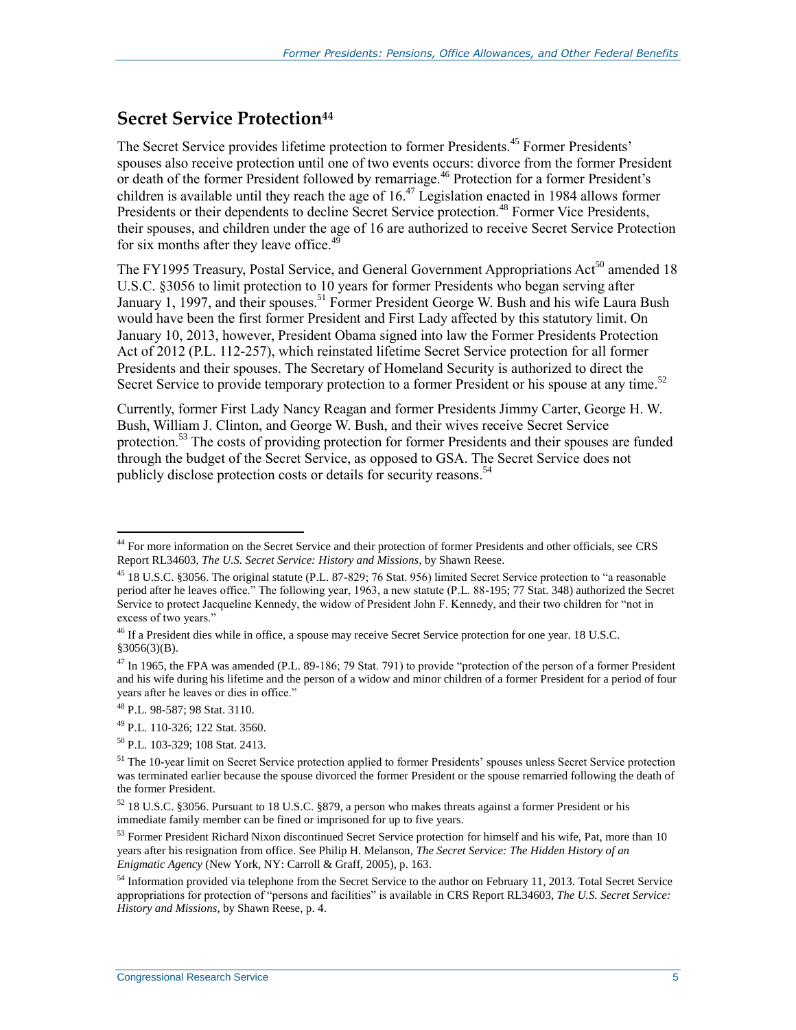## Secret Service Protection[44]

The Secret Service provides lifetime protection to former Presidents.[45] Former Presidents' spouses also receive protection until one of two events occurs: divorce from the former President or death of the former President followed by remarriage.[46] Protection for a former President's children is available until they reach the age of 16.[47] Legislation enacted in 1984 allows former Presidents or their dependents to decline Secret Service protection.[48] Former Vice Presidents, their spouses, and children under the age of 16 are authorized to receive Secret Service Protection for six months after they leave office.[49]

The FY1995 Treasury, Postal Service, and General Government Appropriations Act[50] amended 18 U.S.C. §3056 to limit protection to 10 years for former Presidents who began serving after January 1, 1997, and their spouses.[51] Former President George W. Bush and his wife Laura Bush would have been the first former President and First Lady affected by this statutory limit. On January 10, 2013, however, President Obama signed into law the Former Presidents Protection Act of 2012 (P.L. 112-257), which reinstated lifetime Secret Service protection for all former Presidents and their spouses. The Secretary of Homeland Security is authorized to direct the Secret Service to provide temporary protection to a former President or his spouse at any time.[52]

Currently, former First Lady Nancy Reagan and former Presidents Jimmy Carter, George H. W. Bush, William J. Clinton, and George W. Bush, and their wives receive Secret Service protection.[53] The costs of providing protection for former Presidents and their spouses are funded through the budget of the Secret Service, as opposed to GSA. The Secret Service does not publicly disclose protection costs or details for security reasons.[54]

---

[44] For more information on the Secret Service and their protection of former Presidents and other officials, see CRS Report RL34603, *The U.S. Secret Service: History and Missions*, by Shawn Reese.

[45] 18 U.S.C. §3056. The original statute (P.L. 87-829; 76 Stat. 956) limited Secret Service protection to "a reasonable period after he leaves office." The following year, 1963, a new statute (P.L. 88-195; 77 Stat. 348) authorized the Secret Service to protect Jacqueline Kennedy, the widow of President John F. Kennedy, and their two children for "not in excess of two years."

[46] If a President dies while in office, a spouse may receive Secret Service protection for one year. 18 U.S.C. §3056(3)(B).

[47] In 1965, the FPA was amended (P.L. 89-186; 79 Stat. 791) to provide "protection of the person of a former President and his wife during his lifetime and the person of a widow and minor children of a former President for a period of four years after he leaves or dies in office."

[48] P.L. 98-587; 98 Stat. 3110.

[49] P.L. 110-326; 122 Stat. 3560.

[50] P.L. 103-329; 108 Stat. 2413.

[51] The 10-year limit on Secret Service protection applied to former Presidents' spouses unless Secret Service protection was terminated earlier because the spouse divorced the former President or the spouse remarried following the death of the former President.

[52] 18 U.S.C. §3056. Pursuant to 18 U.S.C. §879, a person who makes threats against a former President or his immediate family member can be fined or imprisoned for up to five years.

[53] Former President Richard Nixon discontinued Secret Service protection for himself and his wife, Pat, more than 10 years after his resignation from office. See Philip H. Melanson, *The Secret Service: The Hidden History of an Enigmatic Agency* (New York, NY: Carroll & Graff, 2005), p. 163.

[54] Information provided via telephone from the Secret Service to the author on February 11, 2013. Total Secret Service appropriations for protection of "persons and facilities" is available in CRS Report RL34603, *The U.S. Secret Service: History and Missions*, by Shawn Reese, p. 4.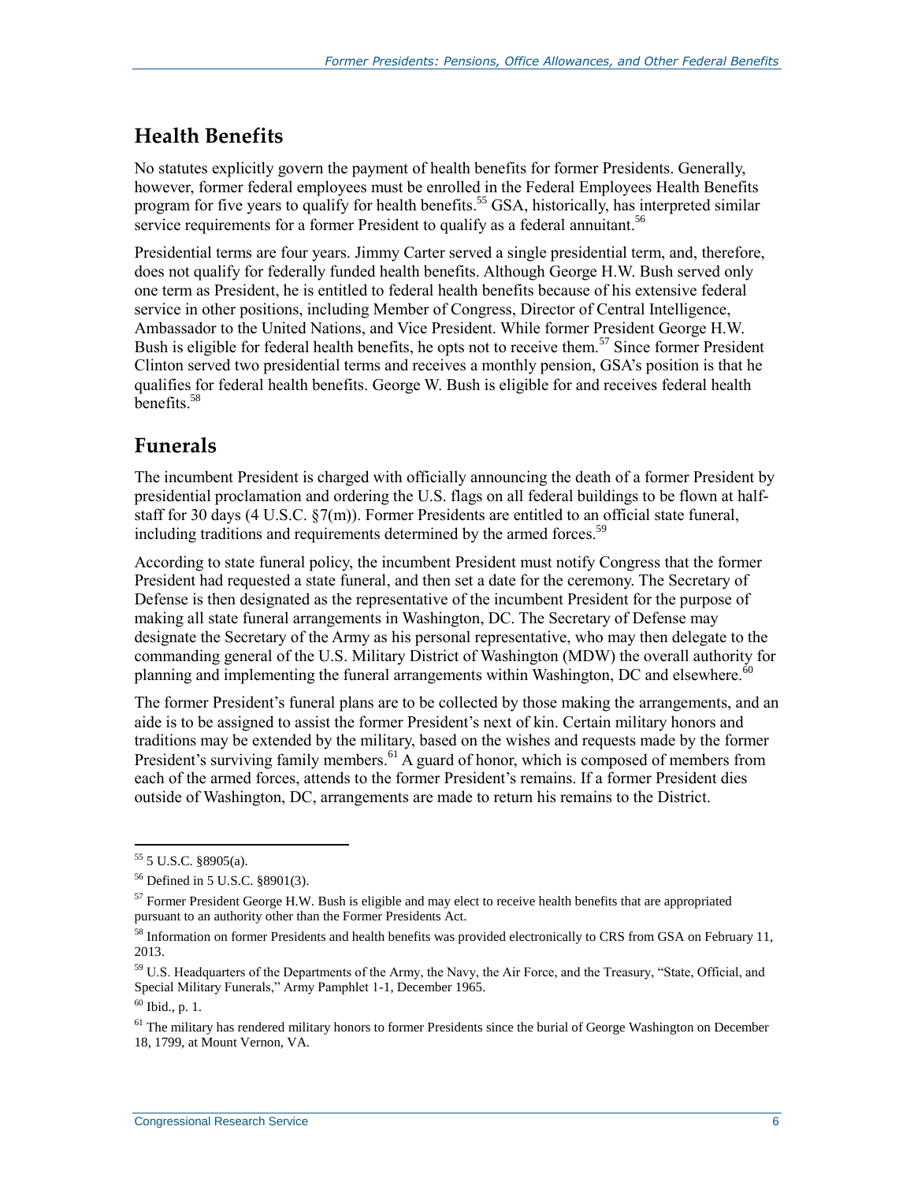## Health Benefits

No statutes explicitly govern the payment of health benefits for former Presidents. Generally, however, former federal employees must be enrolled in the Federal Employees Health Benefits program for five years to qualify for health benefits.[55] GSA, historically, has interpreted similar service requirements for a former President to qualify as a federal annuitant.[56]

Presidential terms are four years. Jimmy Carter served a single presidential term, and, therefore, does not qualify for federally funded health benefits. Although George H.W. Bush served only one term as President, he is entitled to federal health benefits because of his extensive federal service in other positions, including Member of Congress, Director of Central Intelligence, Ambassador to the United Nations, and Vice President. While former President George H.W. Bush is eligible for federal health benefits, he opts not to receive them.[57] Since former President Clinton served two presidential terms and receives a monthly pension, GSA's position is that he qualifies for federal health benefits. George W. Bush is eligible for and receives federal health benefits.[58]

## Funerals

The incumbent President is charged with officially announcing the death of a former President by presidential proclamation and ordering the U.S. flags on all federal buildings to be flown at half-staff for 30 days (4 U.S.C. §7(m)). Former Presidents are entitled to an official state funeral, including traditions and requirements determined by the armed forces.[59]

According to state funeral policy, the incumbent President must notify Congress that the former President had requested a state funeral, and then set a date for the ceremony. The Secretary of Defense is then designated as the representative of the incumbent President for the purpose of making all state funeral arrangements in Washington, DC. The Secretary of Defense may designate the Secretary of the Army as his personal representative, who may then delegate to the commanding general of the U.S. Military District of Washington (MDW) the overall authority for planning and implementing the funeral arrangements within Washington, DC and elsewhere.[60]

The former President's funeral plans are to be collected by those making the arrangements, and an aide is to be assigned to assist the former President's next of kin. Certain military honors and traditions may be extended by the military, based on the wishes and requests made by the former President's surviving family members.[61] A guard of honor, which is composed of members from each of the armed forces, attends to the former President's remains. If a former President dies outside of Washington, DC, arrangements are made to return his remains to the District.

---

[55] 5 U.S.C. §8905(a).

[56] Defined in 5 U.S.C. §8901(3).

[57] Former President George H.W. Bush is eligible and may elect to receive health benefits that are appropriated pursuant to an authority other than the Former Presidents Act.

[58] Information on former Presidents and health benefits was provided electronically to CRS from GSA on February 11, 2013.

[59] U.S. Headquarters of the Departments of the Army, the Navy, the Air Force, and the Treasury, "State, Official, and Special Military Funerals," Army Pamphlet 1-1, December 1965.

[60] Ibid., p. 1.

[61] The military has rendered military honors to former Presidents since the burial of George Washington on December 18, 1799, at Mount Vernon, VA.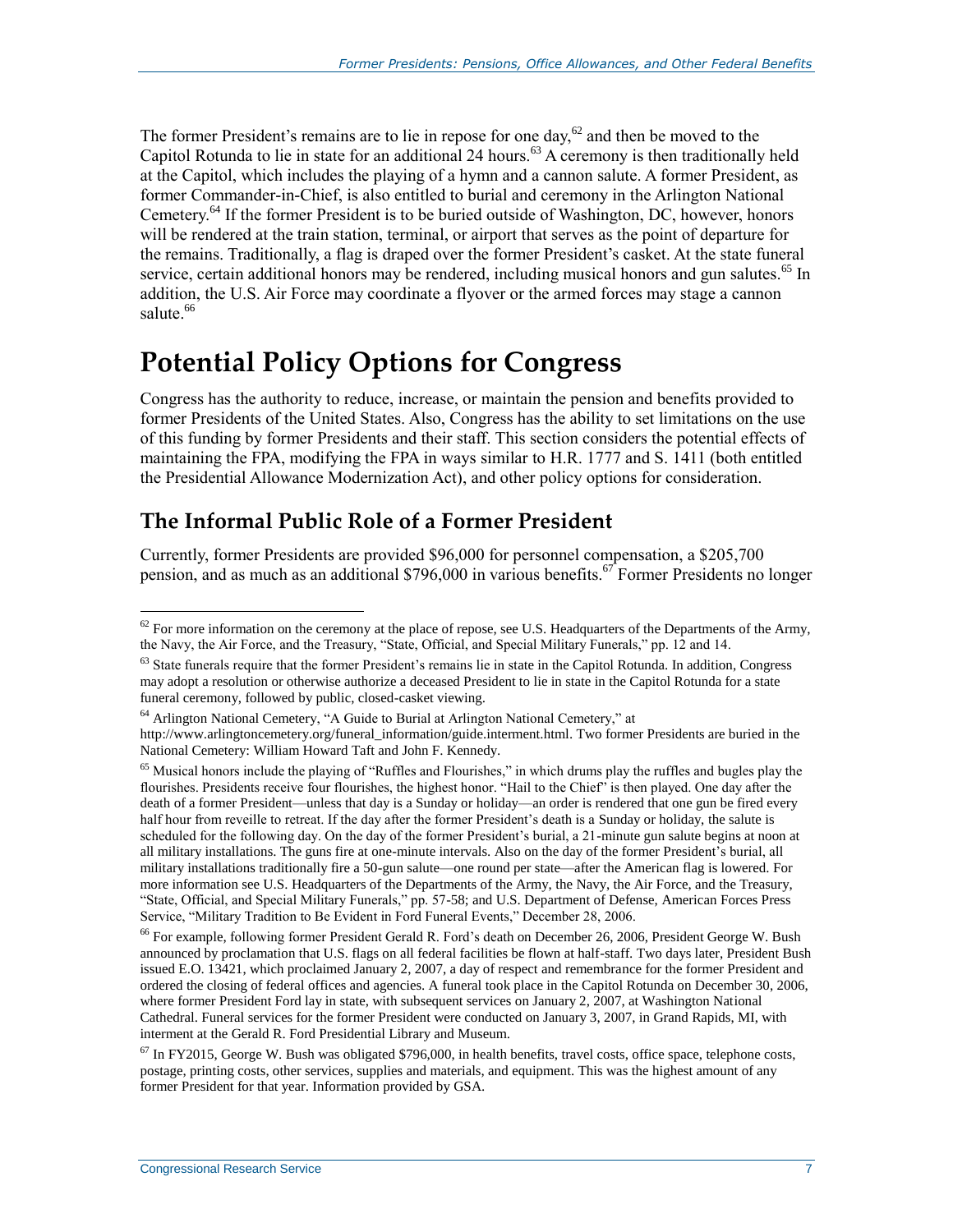The former President's remains are to lie in repose for one day,[62] and then be moved to the Capitol Rotunda to lie in state for an additional 24 hours.[63] A ceremony is then traditionally held at the Capitol, which includes the playing of a hymn and a cannon salute. A former President, as former Commander-in-Chief, is also entitled to burial and ceremony in the Arlington National Cemetery.[64] If the former President is to be buried outside of Washington, DC, however, honors will be rendered at the train station, terminal, or airport that serves as the point of departure for the remains. Traditionally, a flag is draped over the former President's casket. At the state funeral service, certain additional honors may be rendered, including musical honors and gun salutes.[65] In addition, the U.S. Air Force may coordinate a flyover or the armed forces may stage a cannon salute.[66]

# Potential Policy Options for Congress

Congress has the authority to reduce, increase, or maintain the pension and benefits provided to former Presidents of the United States. Also, Congress has the ability to set limitations on the use of this funding by former Presidents and their staff. This section considers the potential effects of maintaining the FPA, modifying the FPA in ways similar to H.R. 1777 and S. 1411 (both entitled the Presidential Allowance Modernization Act), and other policy options for consideration.

## The Informal Public Role of a Former President

Currently, former Presidents are provided $96,000 for personnel compensation, a $205,700 pension, and as much as an additional $796,000 in various benefits.[67] Former Presidents no longer

---

[62] For more information on the ceremony at the place of repose, see U.S. Headquarters of the Departments of the Army, the Navy, the Air Force, and the Treasury, "State, Official, and Special Military Funerals," pp. 12 and 14.

[63] State funerals require that the former President's remains lie in state in the Capitol Rotunda. In addition, Congress may adopt a resolution or otherwise authorize a deceased President to lie in state in the Capitol Rotunda for a state funeral ceremony, followed by public, closed-casket viewing.

[64] Arlington National Cemetery, "A Guide to Burial at Arlington National Cemetery," at http://www.arlingtoncemetery.org/funeral_information/guide.interment.html. Two former Presidents are buried in the National Cemetery: William Howard Taft and John F. Kennedy.

[65] Musical honors include the playing of "Ruffles and Flourishes," in which drums play the ruffles and bugles play the flourishes. Presidents receive four flourishes, the highest honor. "Hail to the Chief" is then played. One day after the death of a former President—unless that day is a Sunday or holiday—an order is rendered that one gun be fired every half hour from reveille to retreat. If the day after the former President's death is a Sunday or holiday, the salute is scheduled for the following day. On the day of the former President's burial, a 21-minute gun salute begins at noon at all military installations. The guns fire at one-minute intervals. Also on the day of the former President's burial, all military installations traditionally fire a 50-gun salute—one round per state—after the American flag is lowered. For more information see U.S. Headquarters of the Departments of the Army, the Navy, the Air Force, and the Treasury, "State, Official, and Special Military Funerals," pp. 57-58; and U.S. Department of Defense, American Forces Press Service, "Military Tradition to Be Evident in Ford Funeral Events," December 28, 2006.

[66] For example, following former President Gerald R. Ford's death on December 26, 2006, President George W. Bush announced by proclamation that U.S. flags on all federal facilities be flown at half-staff. Two days later, President Bush issued E.O. 13421, which proclaimed January 2, 2007, a day of respect and remembrance for the former President and ordered the closing of federal offices and agencies. A funeral took place in the Capitol Rotunda on December 30, 2006, where former President Ford lay in state, with subsequent services on January 2, 2007, at Washington National Cathedral. Funeral services for the former President were conducted on January 3, 2007, in Grand Rapids, MI, with interment at the Gerald R. Ford Presidential Library and Museum.

[67] In FY2015, George W. Bush was obligated $796,000, in health benefits, travel costs, office space, telephone costs, postage, printing costs, other services, supplies and materials, and equipment. This was the highest amount of any former President for that year. Information provided by GSA.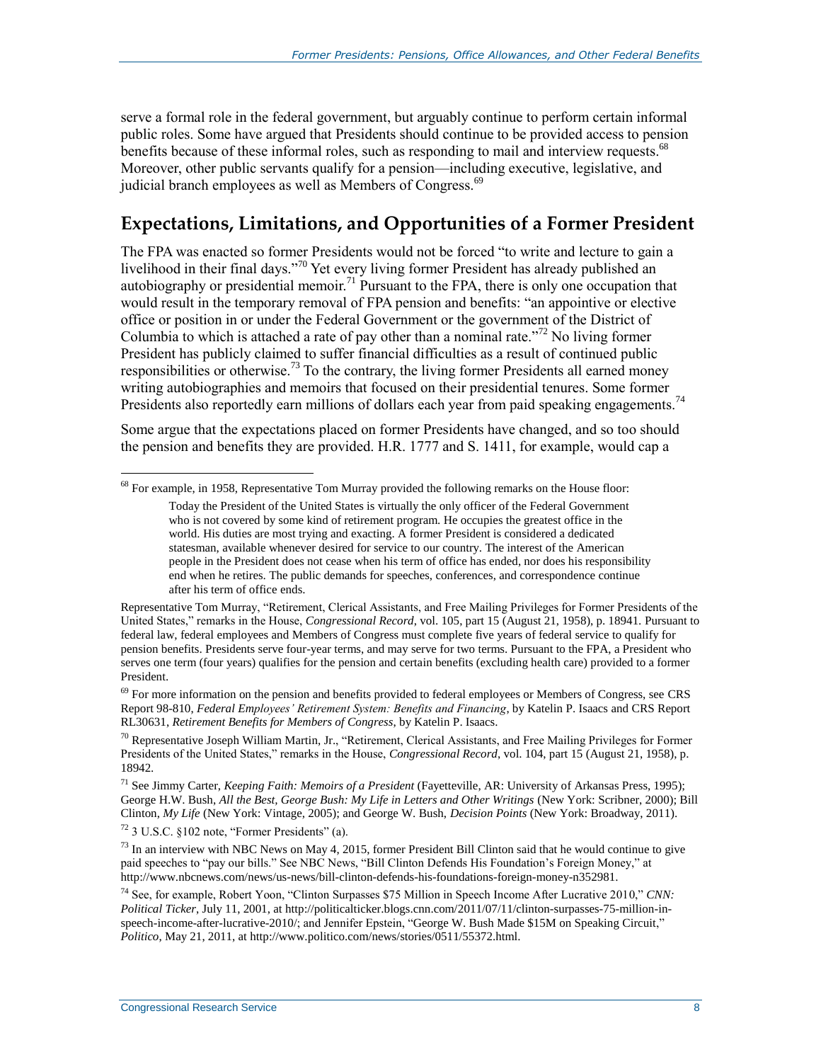serve a formal role in the federal government, but arguably continue to perform certain informal public roles. Some have argued that Presidents should continue to be provided access to pension benefits because of these informal roles, such as responding to mail and interview requests.[68] Moreover, other public servants qualify for a pension—including executive, legislative, and judicial branch employees as well as Members of Congress.[69]

## Expectations, Limitations, and Opportunities of a Former President

The FPA was enacted so former Presidents would not be forced "to write and lecture to gain a livelihood in their final days."[70] Yet every living former President has already published an autobiography or presidential memoir.[71] Pursuant to the FPA, there is only one occupation that would result in the temporary removal of FPA pension and benefits: "an appointive or elective office or position in or under the Federal Government or the government of the District of Columbia to which is attached a rate of pay other than a nominal rate."[72] No living former President has publicly claimed to suffer financial difficulties as a result of continued public responsibilities or otherwise.[73] To the contrary, the living former Presidents all earned money writing autobiographies and memoirs that focused on their presidential tenures. Some former Presidents also reportedly earn millions of dollars each year from paid speaking engagements.[74]

Some argue that the expectations placed on former Presidents have changed, and so too should the pension and benefits they are provided. H.R. 1777 and S. 1411, for example, would cap a

---

[68] For example, in 1958, Representative Tom Murray provided the following remarks on the House floor:

> Today the President of the United States is virtually the only officer of the Federal Government who is not covered by some kind of retirement program. He occupies the greatest office in the world. His duties are most trying and exacting. A former President is considered a dedicated statesman, available whenever desired for service to our country. The interest of the American people in the President does not cease when his term of office has ended, nor does his responsibility end when he retires. The public demands for speeches, conferences, and correspondence continue after his term of office ends.

Representative Tom Murray, "Retirement, Clerical Assistants, and Free Mailing Privileges for Former Presidents of the United States," remarks in the House, *Congressional Record*, vol. 105, part 15 (August 21, 1958), p. 18941. Pursuant to federal law, federal employees and Members of Congress must complete five years of federal service to qualify for pension benefits. Presidents serve four-year terms, and may serve for two terms. Pursuant to the FPA, a President who serves one term (four years) qualifies for the pension and certain benefits (excluding health care) provided to a former President.

[69] For more information on the pension and benefits provided to federal employees or Members of Congress, see CRS Report 98-810, *Federal Employees' Retirement System: Benefits and Financing*, by Katelin P. Isaacs and CRS Report RL30631, *Retirement Benefits for Members of Congress*, by Katelin P. Isaacs.

[70] Representative Joseph William Martin, Jr., "Retirement, Clerical Assistants, and Free Mailing Privileges for Former Presidents of the United States," remarks in the House, *Congressional Record*, vol. 104, part 15 (August 21, 1958), p. 18942.

[71] See Jimmy Carter, *Keeping Faith: Memoirs of a President* (Fayetteville, AR: University of Arkansas Press, 1995); George H.W. Bush, *All the Best, George Bush: My Life in Letters and Other Writings* (New York: Scribner, 2000); Bill Clinton, *My Life* (New York: Vintage, 2005); and George W. Bush, *Decision Points* (New York: Broadway, 2011).

[72] 3 U.S.C. §102 note, "Former Presidents" (a).

[73] In an interview with NBC News on May 4, 2015, former President Bill Clinton said that he would continue to give paid speeches to "pay our bills." See NBC News, "Bill Clinton Defends His Foundation's Foreign Money," at http://www.nbcnews.com/news/us-news/bill-clinton-defends-his-foundations-foreign-money-n352981.

[74] See, for example, Robert Yoon, "Clinton Surpasses $75 Million in Speech Income After Lucrative 2010," *CNN: Political Ticker*, July 11, 2001, at http://politicalticker.blogs.cnn.com/2011/07/11/clinton-surpasses-75-million-in-speech-income-after-lucrative-2010/; and Jennifer Epstein, "George W. Bush Made $15M on Speaking Circuit," *Politico*, May 21, 2011, at http://www.politico.com/news/stories/0511/55372.html.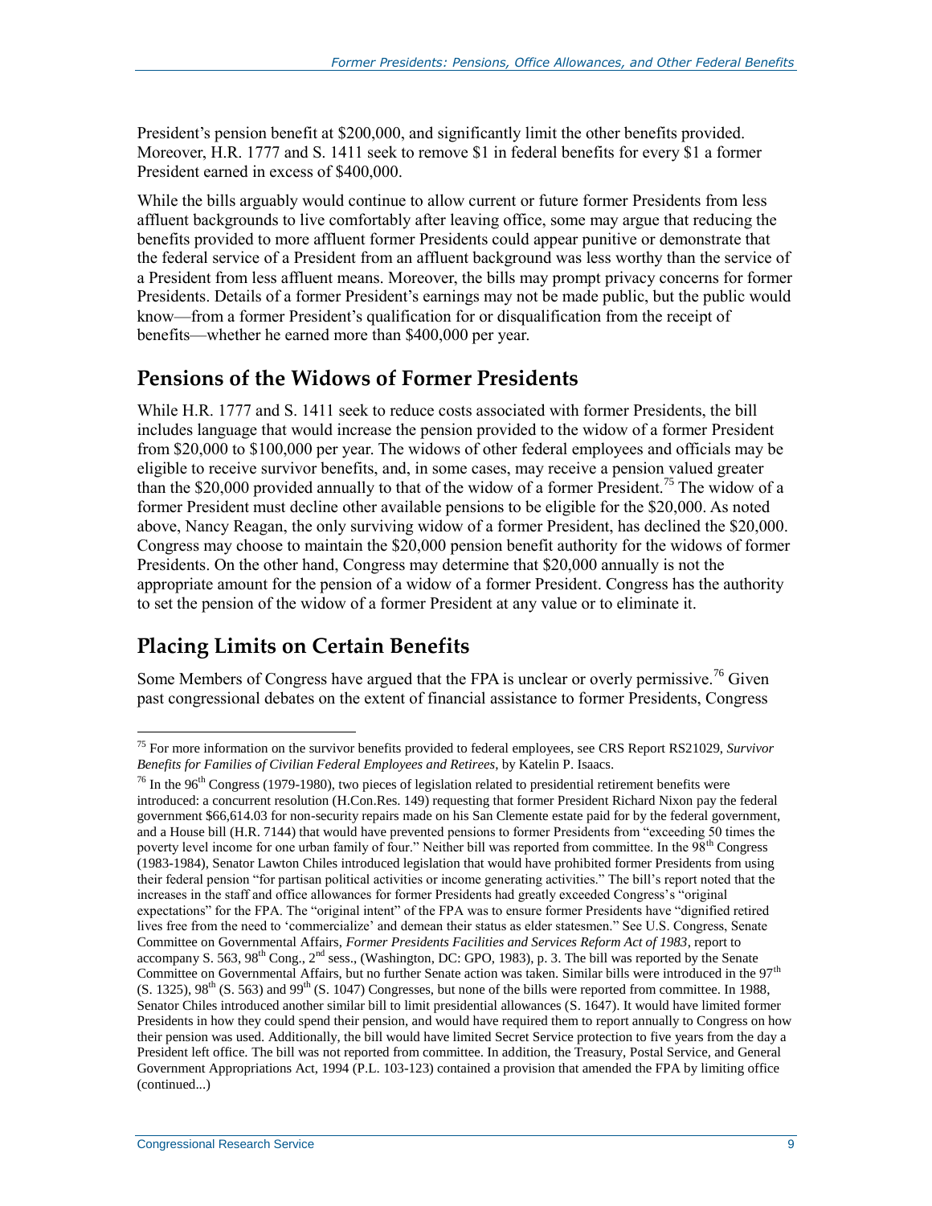President's pension benefit at $200,000, and significantly limit the other benefits provided. Moreover, H.R. 1777 and S. 1411 seek to remove $1 in federal benefits for every $1 a former President earned in excess of $400,000.

While the bills arguably would continue to allow current or future former Presidents from less affluent backgrounds to live comfortably after leaving office, some may argue that reducing the benefits provided to more affluent former Presidents could appear punitive or demonstrate that the federal service of a President from an affluent background was less worthy than the service of a President from less affluent means. Moreover, the bills may prompt privacy concerns for former Presidents. Details of a former President's earnings may not be made public, but the public would know—from a former President's qualification for or disqualification from the receipt of benefits—whether he earned more than $400,000 per year.

## Pensions of the Widows of Former Presidents

While H.R. 1777 and S. 1411 seek to reduce costs associated with former Presidents, the bill includes language that would increase the pension provided to the widow of a former President from $20,000 to $100,000 per year. The widows of other federal employees and officials may be eligible to receive survivor benefits, and, in some cases, may receive a pension valued greater than the $20,000 provided annually to that of the widow of a former President.[75] The widow of a former President must decline other available pensions to be eligible for the $20,000. As noted above, Nancy Reagan, the only surviving widow of a former President, has declined the $20,000. Congress may choose to maintain the $20,000 pension benefit authority for the widows of former Presidents. On the other hand, Congress may determine that $20,000 annually is not the appropriate amount for the pension of a widow of a former President. Congress has the authority to set the pension of the widow of a former President at any value or to eliminate it.

## Placing Limits on Certain Benefits

Some Members of Congress have argued that the FPA is unclear or overly permissive.[76] Given past congressional debates on the extent of financial assistance to former Presidents, Congress

---

[75] For more information on the survivor benefits provided to federal employees, see CRS Report RS21029, *Survivor Benefits for Families of Civilian Federal Employees and Retirees*, by Katelin P. Isaacs.

[76] In the 96th Congress (1979-1980), two pieces of legislation related to presidential retirement benefits were introduced: a concurrent resolution (H.Con.Res. 149) requesting that former President Richard Nixon pay the federal government $66,614.03 for non-security repairs made on his San Clemente estate paid for by the federal government, and a House bill (H.R. 7144) that would have prevented pensions to former Presidents from "exceeding 50 times the poverty level income for one urban family of four." Neither bill was reported from committee. In the 98th Congress (1983-1984), Senator Lawton Chiles introduced legislation that would have prohibited former Presidents from using their federal pension "for partisan political activities or income generating activities." The bill's report noted that the increases in the staff and office allowances for former Presidents had greatly exceeded Congress's "original expectations" for the FPA. The "original intent" of the FPA was to ensure former Presidents have "dignified retired lives free from the need to 'commercialize' and demean their status as elder statesmen." See U.S. Congress, Senate Committee on Governmental Affairs, *Former Presidents Facilities and Services Reform Act of 1983*, report to accompany S. 563, 98th Cong., 2nd sess., (Washington, DC: GPO, 1983), p. 3. The bill was reported by the Senate Committee on Governmental Affairs, but no further Senate action was taken. Similar bills were introduced in the 97th (S. 1325), 98th (S. 563) and 99th (S. 1047) Congresses, but none of the bills were reported from committee. In 1988, Senator Chiles introduced another similar bill to limit presidential allowances (S. 1647). It would have limited former Presidents in how they could spend their pension, and would have required them to report annually to Congress on how their pension was used. Additionally, the bill would have limited Secret Service protection to five years from the day a President left office. The bill was not reported from committee. In addition, the Treasury, Postal Service, and General Government Appropriations Act, 1994 (P.L. 103-123) contained a provision that amended the FPA by limiting office (continued...)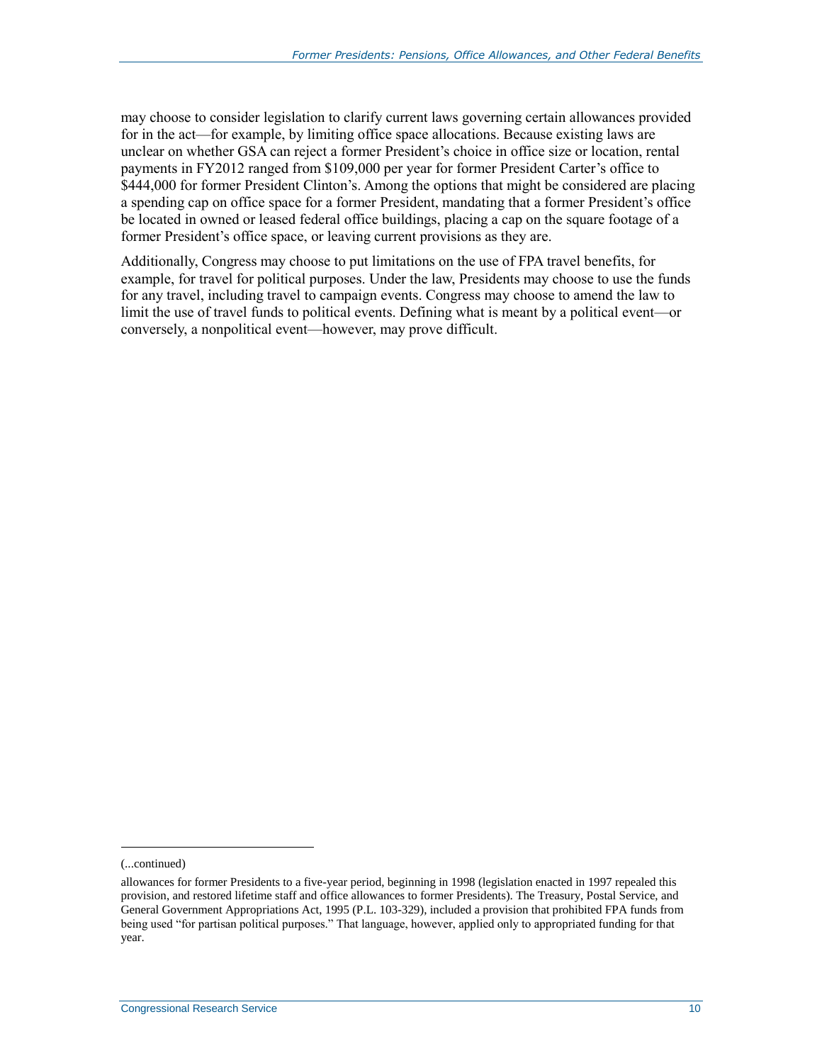may choose to consider legislation to clarify current laws governing certain allowances provided for in the act—for example, by limiting office space allocations. Because existing laws are unclear on whether GSA can reject a former President's choice in office size or location, rental payments in FY2012 ranged from $109,000 per year for former President Carter's office to $444,000 for former President Clinton's. Among the options that might be considered are placing a spending cap on office space for a former President, mandating that a former President's office be located in owned or leased federal office buildings, placing a cap on the square footage of a former President's office space, or leaving current provisions as they are.

Additionally, Congress may choose to put limitations on the use of FPA travel benefits, for example, for travel for political purposes. Under the law, Presidents may choose to use the funds for any travel, including travel to campaign events. Congress may choose to amend the law to limit the use of travel funds to political events. Defining what is meant by a political event—or conversely, a nonpolitical event—however, may prove difficult.

---

(...continued)

allowances for former Presidents to a five-year period, beginning in 1998 (legislation enacted in 1997 repealed this provision, and restored lifetime staff and office allowances to former Presidents). The Treasury, Postal Service, and General Government Appropriations Act, 1995 (P.L. 103-329), included a provision that prohibited FPA funds from being used "for partisan political purposes." That language, however, applied only to appropriated funding for that year.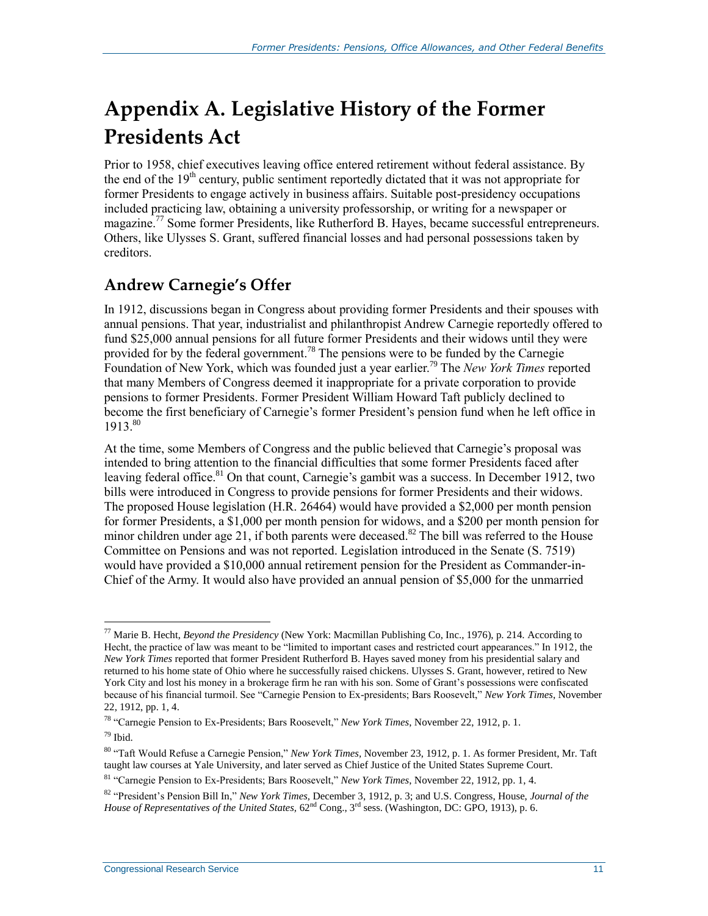# Appendix A. Legislative History of the Former Presidents Act

Prior to 1958, chief executives leaving office entered retirement without federal assistance. By the end of the 19th century, public sentiment reportedly dictated that it was not appropriate for former Presidents to engage actively in business affairs. Suitable post-presidency occupations included practicing law, obtaining a university professorship, or writing for a newspaper or magazine.[77] Some former Presidents, like Rutherford B. Hayes, became successful entrepreneurs. Others, like Ulysses S. Grant, suffered financial losses and had personal possessions taken by creditors.

## Andrew Carnegie's Offer

In 1912, discussions began in Congress about providing former Presidents and their spouses with annual pensions. That year, industrialist and philanthropist Andrew Carnegie reportedly offered to fund $25,000 annual pensions for all future former Presidents and their widows until they were provided for by the federal government.[78] The pensions were to be funded by the Carnegie Foundation of New York, which was founded just a year earlier.[79] The *New York Times* reported that many Members of Congress deemed it inappropriate for a private corporation to provide pensions to former Presidents. Former President William Howard Taft publicly declined to become the first beneficiary of Carnegie's former President's pension fund when he left office in 1913.[80]

At the time, some Members of Congress and the public believed that Carnegie's proposal was intended to bring attention to the financial difficulties that some former Presidents faced after leaving federal office.[81] On that count, Carnegie's gambit was a success. In December 1912, two bills were introduced in Congress to provide pensions for former Presidents and their widows. The proposed House legislation (H.R. 26464) would have provided a $2,000 per month pension for former Presidents, a $1,000 per month pension for widows, and a $200 per month pension for minor children under age 21, if both parents were deceased.[82] The bill was referred to the House Committee on Pensions and was not reported. Legislation introduced in the Senate (S. 7519) would have provided a $10,000 annual retirement pension for the President as Commander-in-Chief of the Army. It would also have provided an annual pension of $5,000 for the unmarried

---

[77] Marie B. Hecht, *Beyond the Presidency* (New York: Macmillan Publishing Co, Inc., 1976), p. 214. According to Hecht, the practice of law was meant to be "limited to important cases and restricted court appearances." In 1912, the *New York Times* reported that former President Rutherford B. Hayes saved money from his presidential salary and returned to his home state of Ohio where he successfully raised chickens. Ulysses S. Grant, however, retired to New York City and lost his money in a brokerage firm he ran with his son. Some of Grant's possessions were confiscated because of his financial turmoil. See "Carnegie Pension to Ex-presidents; Bars Roosevelt," *New York Times*, November 22, 1912, pp. 1, 4.

[78] "Carnegie Pension to Ex-Presidents; Bars Roosevelt," *New York Times*, November 22, 1912, p. 1.

[79] Ibid.

[80] "Taft Would Refuse a Carnegie Pension," *New York Times*, November 23, 1912, p. 1. As former President, Mr. Taft taught law courses at Yale University, and later served as Chief Justice of the United States Supreme Court.

[81] "Carnegie Pension to Ex-Presidents; Bars Roosevelt," *New York Times*, November 22, 1912, pp. 1, 4.

[82] "President's Pension Bill In," *New York Times*, December 3, 1912, p. 3; and U.S. Congress, House, *Journal of the House of Representatives of the United States*, 62nd Cong., 3rd sess. (Washington, DC: GPO, 1913), p. 6.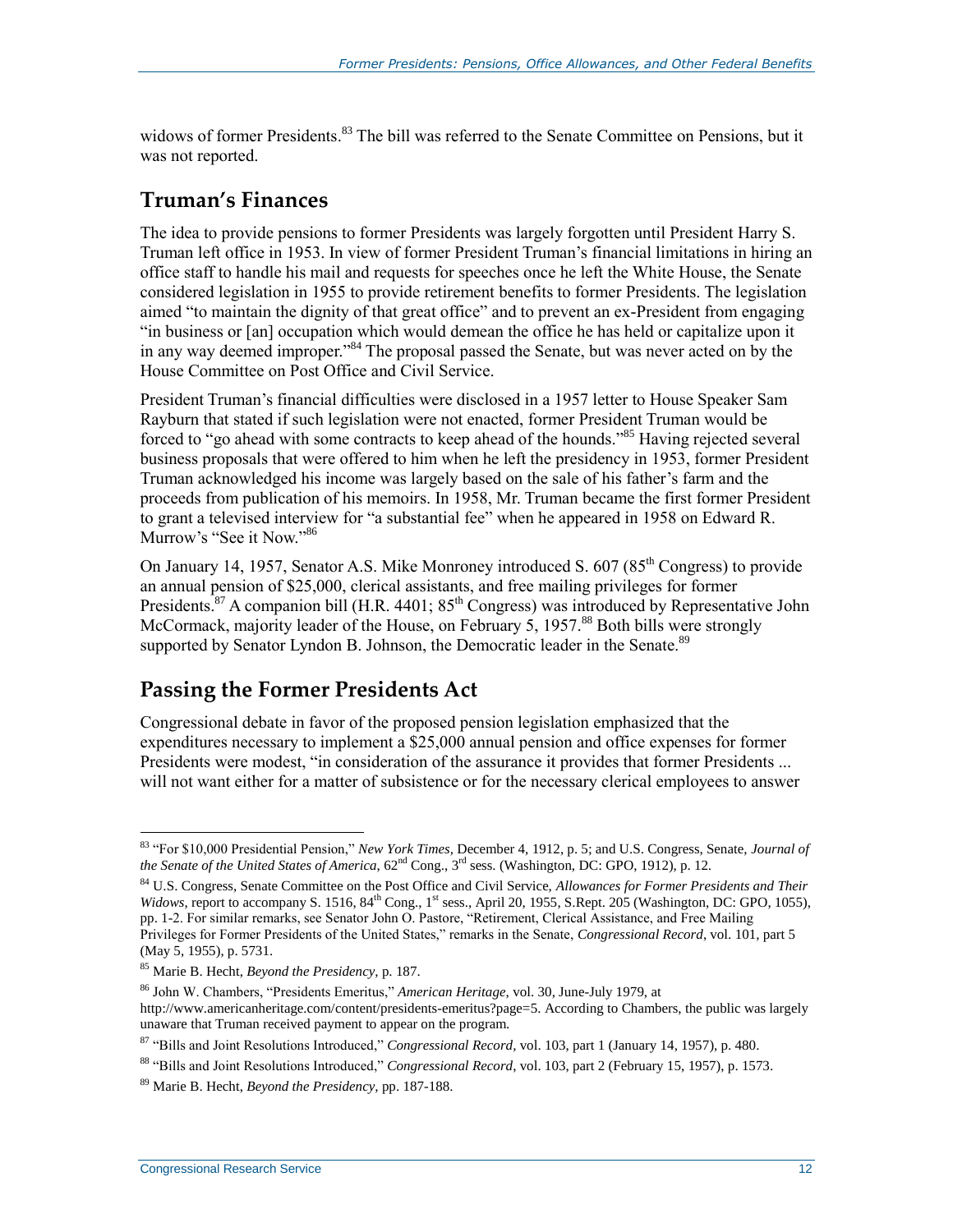widows of former Presidents.[83] The bill was referred to the Senate Committee on Pensions, but it was not reported.

## Truman's Finances

The idea to provide pensions to former Presidents was largely forgotten until President Harry S. Truman left office in 1953. In view of former President Truman's financial limitations in hiring an office staff to handle his mail and requests for speeches once he left the White House, the Senate considered legislation in 1955 to provide retirement benefits to former Presidents. The legislation aimed "to maintain the dignity of that great office" and to prevent an ex-President from engaging "in business or [an] occupation which would demean the office he has held or capitalize upon it in any way deemed improper."[84] The proposal passed the Senate, but was never acted on by the House Committee on Post Office and Civil Service.

President Truman's financial difficulties were disclosed in a 1957 letter to House Speaker Sam Rayburn that stated if such legislation were not enacted, former President Truman would be forced to "go ahead with some contracts to keep ahead of the hounds."[85] Having rejected several business proposals that were offered to him when he left the presidency in 1953, former President Truman acknowledged his income was largely based on the sale of his father's farm and the proceeds from publication of his memoirs. In 1958, Mr. Truman became the first former President to grant a televised interview for "a substantial fee" when he appeared in 1958 on Edward R. Murrow's "See it Now."[86]

On January 14, 1957, Senator A.S. Mike Monroney introduced S. 607 (85th Congress) to provide an annual pension of $25,000, clerical assistants, and free mailing privileges for former Presidents.[87] A companion bill (H.R. 4401; 85th Congress) was introduced by Representative John McCormack, majority leader of the House, on February 5, 1957.[88] Both bills were strongly supported by Senator Lyndon B. Johnson, the Democratic leader in the Senate.[89]

## Passing the Former Presidents Act

Congressional debate in favor of the proposed pension legislation emphasized that the expenditures necessary to implement a $25,000 annual pension and office expenses for former Presidents were modest, "in consideration of the assurance it provides that former Presidents ... will not want either for a matter of subsistence or for the necessary clerical employees to answer

---

[83] "For $10,000 Presidential Pension," *New York Times*, December 4, 1912, p. 5; and U.S. Congress, Senate, *Journal of the Senate of the United States of America*, 62nd Cong., 3rd sess. (Washington, DC: GPO, 1912), p. 12.

[84] U.S. Congress, Senate Committee on the Post Office and Civil Service, *Allowances for Former Presidents and Their Widows*, report to accompany S. 1516, 84th Cong., 1st sess., April 20, 1955, S.Rept. 205 (Washington, DC: GPO, 1055), pp. 1-2. For similar remarks, see Senator John O. Pastore, "Retirement, Clerical Assistance, and Free Mailing Privileges for Former Presidents of the United States," remarks in the Senate, *Congressional Record*, vol. 101, part 5 (May 5, 1955), p. 5731.

[85] Marie B. Hecht, *Beyond the Presidency*, p. 187.

[86] John W. Chambers, "Presidents Emeritus," *American Heritage*, vol. 30, June-July 1979, at http://www.americanheritage.com/content/presidents-emeritus?page=5. According to Chambers, the public was largely unaware that Truman received payment to appear on the program.

[87] "Bills and Joint Resolutions Introduced," *Congressional Record*, vol. 103, part 1 (January 14, 1957), p. 480.

[88] "Bills and Joint Resolutions Introduced," *Congressional Record*, vol. 103, part 2 (February 15, 1957), p. 1573.

[89] Marie B. Hecht, *Beyond the Presidency*, pp. 187-188.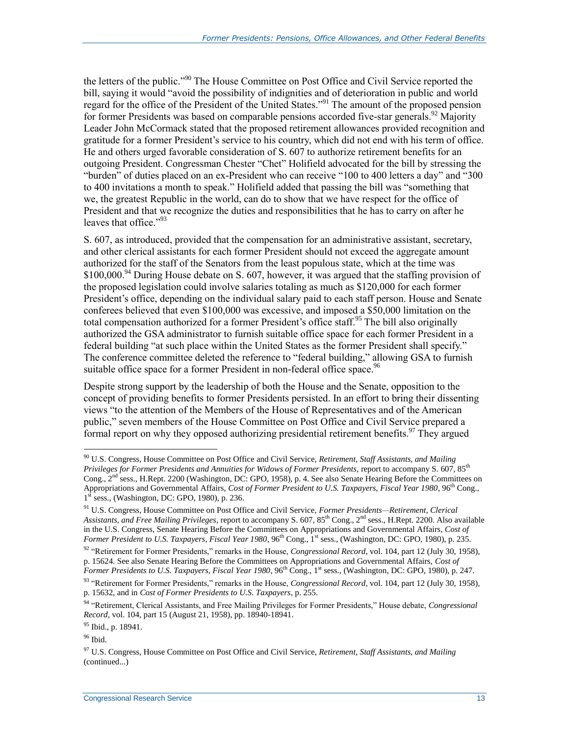the letters of the public."[90] The House Committee on Post Office and Civil Service reported the bill, saying it would "avoid the possibility of indignities and of deterioration in public and world regard for the office of the President of the United States."[91] The amount of the proposed pension for former Presidents was based on comparable pensions accorded five-star generals.[92] Majority Leader John McCormack stated that the proposed retirement allowances provided recognition and gratitude for a former President's service to his country, which did not end with his term of office. He and others urged favorable consideration of S. 607 to authorize retirement benefits for an outgoing President. Congressman Chester "Chet" Holifield advocated for the bill by stressing the "burden" of duties placed on an ex-President who can receive "100 to 400 letters a day" and "300 to 400 invitations a month to speak." Holifield added that passing the bill was "something that we, the greatest Republic in the world, can do to show that we have respect for the office of President and that we recognize the duties and responsibilities that he has to carry on after he leaves that office."[93]

S. 607, as introduced, provided that the compensation for an administrative assistant, secretary, and other clerical assistants for each former President should not exceed the aggregate amount authorized for the staff of the Senators from the least populous state, which at the time was $100,000.[94] During House debate on S. 607, however, it was argued that the staffing provision of the proposed legislation could involve salaries totaling as much as $120,000 for each former President's office, depending on the individual salary paid to each staff person. House and Senate conferees believed that even $100,000 was excessive, and imposed a $50,000 limitation on the total compensation authorized for a former President's office staff.[95] The bill also originally authorized the GSA administrator to furnish suitable office space for each former President in a federal building "at such place within the United States as the former President shall specify." The conference committee deleted the reference to "federal building," allowing GSA to furnish suitable office space for a former President in non-federal office space.[96]

Despite strong support by the leadership of both the House and the Senate, opposition to the concept of providing benefits to former Presidents persisted. In an effort to bring their dissenting views "to the attention of the Members of the House of Representatives and of the American public," seven members of the House Committee on Post Office and Civil Service prepared a formal report on why they opposed authorizing presidential retirement benefits.[97] They argued

---

[90] U.S. Congress, House Committee on Post Office and Civil Service, *Retirement, Staff Assistants, and Mailing Privileges for Former Presidents and Annuities for Widows of Former Presidents*, report to accompany S. 607, 85th Cong., 2nd sess., H.Rept. 2200 (Washington, DC: GPO, 1958), p. 4. See also Senate Hearing Before the Committees on Appropriations and Governmental Affairs, *Cost of Former President to U.S. Taxpayers, Fiscal Year 1980*, 96th Cong., 1st sess., (Washington, DC: GPO, 1980), p. 236.

[91] U.S. Congress, House Committee on Post Office and Civil Service, *Former Presidents—Retirement, Clerical Assistants, and Free Mailing Privileges*, report to accompany S. 607, 85th Cong., 2nd sess., H.Rept. 2200. Also available in the U.S. Congress, Senate Hearing Before the Committees on Appropriations and Governmental Affairs, *Cost of Former President to U.S. Taxpayers, Fiscal Year 1980*, 96th Cong., 1st sess., (Washington, DC: GPO, 1980), p. 235.

[92] "Retirement for Former Presidents," remarks in the House, *Congressional Record*, vol. 104, part 12 (July 30, 1958), p. 15624. See also Senate Hearing Before the Committees on Appropriations and Governmental Affairs, *Cost of Former Presidents to U.S. Taxpayers, Fiscal Year 1980*, 96th Cong., 1st sess., (Washington, DC: GPO, 1980), p. 247.

[93] "Retirement for Former Presidents," remarks in the House, *Congressional Record*, vol. 104, part 12 (July 30, 1958), p. 15632, and in *Cost of Former Presidents to U.S. Taxpayers*, p. 255.

[94] "Retirement, Clerical Assistants, and Free Mailing Privileges for Former Presidents," House debate, *Congressional Record*, vol. 104, part 15 (August 21, 1958), pp. 18940-18941.

[95] Ibid., p. 18941.

[96] Ibid.

[97] U.S. Congress, House Committee on Post Office and Civil Service, *Retirement, Staff Assistants, and Mailing* (continued...)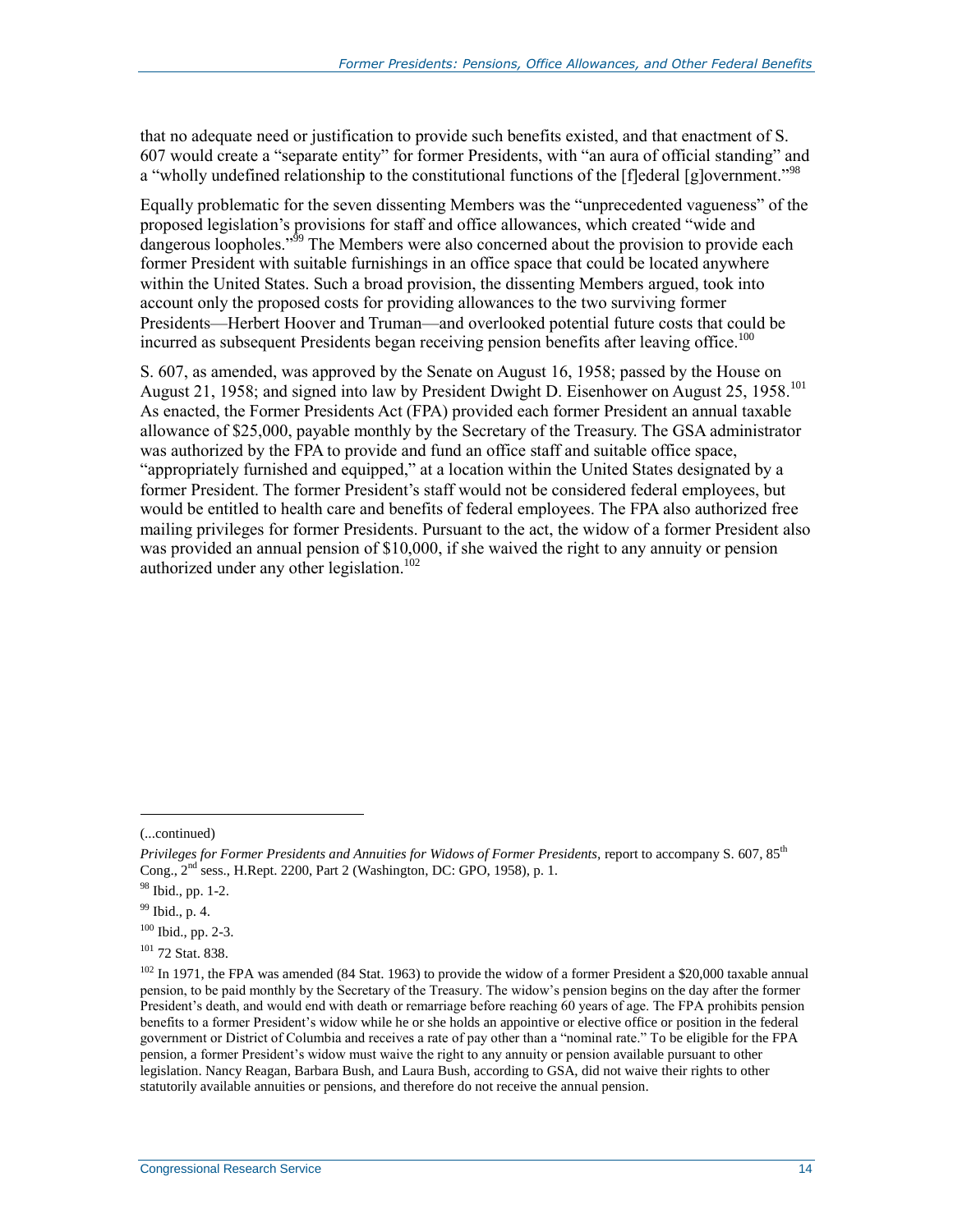that no adequate need or justification to provide such benefits existed, and that enactment of S. 607 would create a "separate entity" for former Presidents, with "an aura of official standing" and a "wholly undefined relationship to the constitutional functions of the [f]ederal [g]overnment."[98]

Equally problematic for the seven dissenting Members was the "unprecedented vagueness" of the proposed legislation's provisions for staff and office allowances, which created "wide and dangerous loopholes."[99] The Members were also concerned about the provision to provide each former President with suitable furnishings in an office space that could be located anywhere within the United States. Such a broad provision, the dissenting Members argued, took into account only the proposed costs for providing allowances to the two surviving former Presidents—Herbert Hoover and Truman—and overlooked potential future costs that could be incurred as subsequent Presidents began receiving pension benefits after leaving office.[100]

S. 607, as amended, was approved by the Senate on August 16, 1958; passed by the House on August 21, 1958; and signed into law by President Dwight D. Eisenhower on August 25, 1958.[101] As enacted, the Former Presidents Act (FPA) provided each former President an annual taxable allowance of $25,000, payable monthly by the Secretary of the Treasury. The GSA administrator was authorized by the FPA to provide and fund an office staff and suitable office space, "appropriately furnished and equipped," at a location within the United States designated by a former President. The former President's staff would not be considered federal employees, but would be entitled to health care and benefits of federal employees. The FPA also authorized free mailing privileges for former Presidents. Pursuant to the act, the widow of a former President also was provided an annual pension of $10,000, if she waived the right to any annuity or pension authorized under any other legislation.[102]

---

(...continued)

*Privileges for Former Presidents and Annuities for Widows of Former Presidents*, report to accompany S. 607, 85th Cong., 2nd sess., H.Rept. 2200, Part 2 (Washington, DC: GPO, 1958), p. 1.

[98] Ibid., pp. 1-2.

[99] Ibid., p. 4.

[100] Ibid., pp. 2-3.

[101] 72 Stat. 838.

[102] In 1971, the FPA was amended (84 Stat. 1963) to provide the widow of a former President a $20,000 taxable annual pension, to be paid monthly by the Secretary of the Treasury. The widow's pension begins on the day after the former President's death, and would end with death or remarriage before reaching 60 years of age. The FPA prohibits pension benefits to a former President's widow while he or she holds an appointive or elective office or position in the federal government or District of Columbia and receives a rate of pay other than a "nominal rate." To be eligible for the FPA pension, a former President's widow must waive the right to any annuity or pension available pursuant to other legislation. Nancy Reagan, Barbara Bush, and Laura Bush, according to GSA, did not waive their rights to other statutorily available annuities or pensions, and therefore do not receive the annual pension.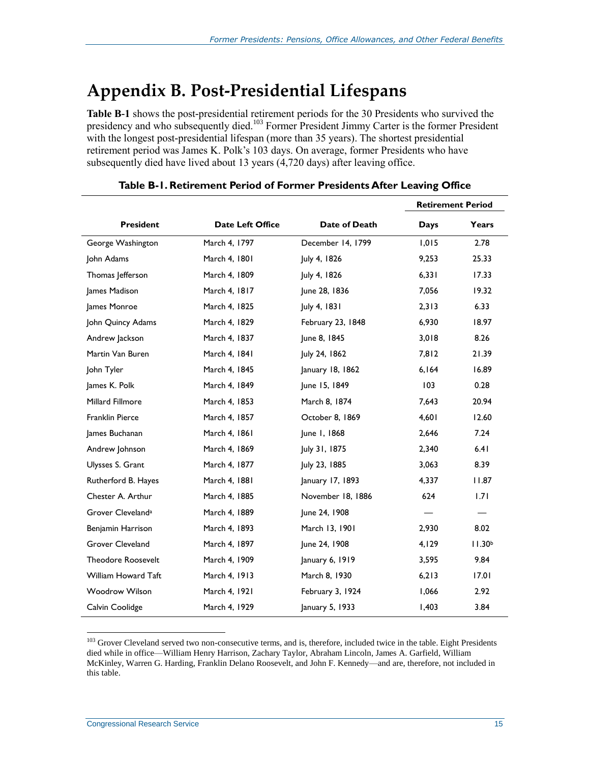# Appendix B. Post-Presidential Lifespans

**Table B-1** shows the post-presidential retirement periods for the 30 Presidents who survived the presidency and who subsequently died.[103] Former President Jimmy Carter is the former President with the longest post-presidential lifespan (more than 35 years). The shortest presidential retirement period was James K. Polk's 103 days. On average, former Presidents who have subsequently died have lived about 13 years (4,720 days) after leaving office.

**Table B-1. Retirement Period of Former Presidents After Leaving Office**

| | | | Retirement Period | |
|---|---|---|---|---|
| **President** | **Date Left Office** | **Date of Death** | **Days** | **Years** |
| George Washington | March 4, 1797 | December 14, 1799 | 1,015 | 2.78 |
| John Adams | March 4, 1801 | July 4, 1826 | 9,253 | 25.33 |
| Thomas Jefferson | March 4, 1809 | July 4, 1826 | 6,331 | 17.33 |
| James Madison | March 4, 1817 | June 28, 1836 | 7,056 | 19.32 |
| James Monroe | March 4, 1825 | July 4, 1831 | 2,313 | 6.33 |
| John Quincy Adams | March 4, 1829 | February 23, 1848 | 6,930 | 18.97 |
| Andrew Jackson | March 4, 1837 | June 8, 1845 | 3,018 | 8.26 |
| Martin Van Buren | March 4, 1841 | July 24, 1862 | 7,812 | 21.39 |
| John Tyler | March 4, 1845 | January 18, 1862 | 6,164 | 16.89 |
| James K. Polk | March 4, 1849 | June 15, 1849 | 103 | 0.28 |
| Millard Fillmore | March 4, 1853 | March 8, 1874 | 7,643 | 20.94 |
| Franklin Pierce | March 4, 1857 | October 8, 1869 | 4,601 | 12.60 |
| James Buchanan | March 4, 1861 | June 1, 1868 | 2,646 | 7.24 |
| Andrew Johnson | March 4, 1869 | July 31, 1875 | 2,340 | 6.41 |
| Ulysses S. Grant | March 4, 1877 | July 23, 1885 | 3,063 | 8.39 |
| Rutherford B. Hayes | March 4, 1881 | January 17, 1893 | 4,337 | 11.87 |
| Chester A. Arthur | March 4, 1885 | November 18, 1886 | 624 | 1.71 |
| Grover Cleveland[a] | March 4, 1889 | June 24, 1908 | — | — |
| Benjamin Harrison | March 4, 1893 | March 13, 1901 | 2,930 | 8.02 |
| Grover Cleveland | March 4, 1897 | June 24, 1908 | 4,129 | 11.30[b] |
| Theodore Roosevelt | March 4, 1909 | January 6, 1919 | 3,595 | 9.84 |
| William Howard Taft | March 4, 1913 | March 8, 1930 | 6,213 | 17.01 |
| Woodrow Wilson | March 4, 1921 | February 3, 1924 | 1,066 | 2.92 |
| Calvin Coolidge | March 4, 1929 | January 5, 1933 | 1,403 | 3.84 |

[103] Grover Cleveland served two non-consecutive terms, and is, therefore, included twice in the table. Eight Presidents died while in office—William Henry Harrison, Zachary Taylor, Abraham Lincoln, James A. Garfield, William McKinley, Warren G. Harding, Franklin Delano Roosevelt, and John F. Kennedy—and are, therefore, not included in this table.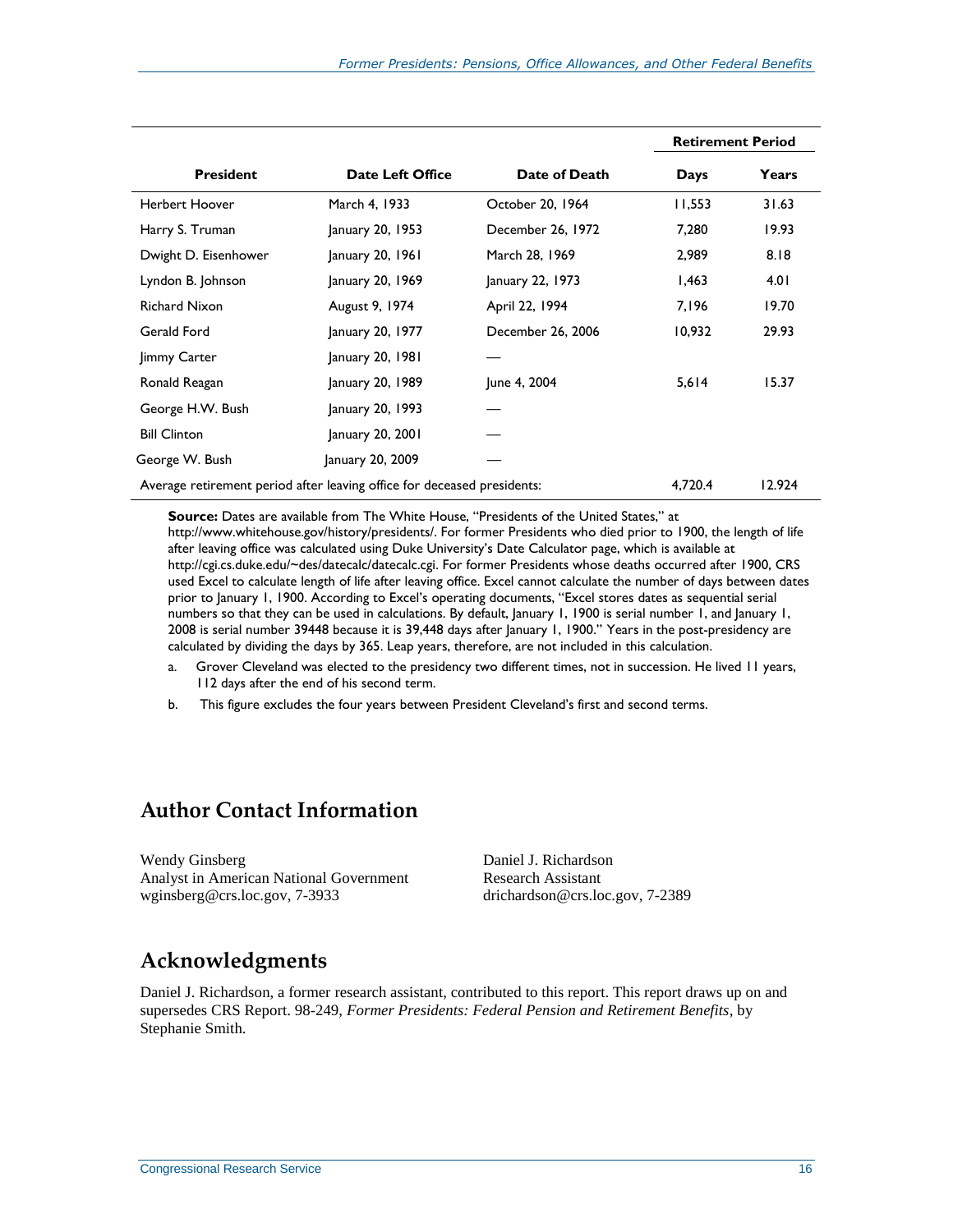| | | | Retirement Period | |
|---|---|---|---|---|
| **President** | **Date Left Office** | **Date of Death** | **Days** | **Years** |
| Herbert Hoover | March 4, 1933 | October 20, 1964 | 11,553 | 31.63 |
| Harry S. Truman | January 20, 1953 | December 26, 1972 | 7,280 | 19.93 |
| Dwight D. Eisenhower | January 20, 1961 | March 28, 1969 | 2,989 | 8.18 |
| Lyndon B. Johnson | January 20, 1969 | January 22, 1973 | 1,463 | 4.01 |
| Richard Nixon | August 9, 1974 | April 22, 1994 | 7,196 | 19.70 |
| Gerald Ford | January 20, 1977 | December 26, 2006 | 10,932 | 29.93 |
| Jimmy Carter | January 20, 1981 | — | | |
| Ronald Reagan | January 20, 1989 | June 4, 2004 | 5,614 | 15.37 |
| George H.W. Bush | January 20, 1993 | — | | |
| Bill Clinton | January 20, 2001 | — | | |
| George W. Bush | January 20, 2009 | — | | |
| Average retirement period after leaving office for deceased presidents: | | | 4,720.4 | 12.924 |

**Source:** Dates are available from The White House, "Presidents of the United States," at http://www.whitehouse.gov/history/presidents/. For former Presidents who died prior to 1900, the length of life after leaving office was calculated using Duke University's Date Calculator page, which is available at http://cgi.cs.duke.edu/~des/datecalc/datecalc.cgi. For former Presidents whose deaths occurred after 1900, CRS used Excel to calculate length of life after leaving office. Excel cannot calculate the number of days between dates prior to January 1, 1900. According to Excel's operating documents, "Excel stores dates as sequential serial numbers so that they can be used in calculations. By default, January 1, 1900 is serial number 1, and January 1, 2008 is serial number 39448 because it is 39,448 days after January 1, 1900." Years in the post-presidency are calculated by dividing the days by 365. Leap years, therefore, are not included in this calculation.

a. Grover Cleveland was elected to the presidency two different times, not in succession. He lived 11 years, 112 days after the end of his second term.

b. This figure excludes the four years between President Cleveland's first and second terms.

## Author Contact Information

Wendy Ginsberg
Analyst in American National Government
wginsberg@crs.loc.gov, 7-3933

Daniel J. Richardson
Research Assistant
drichardson@crs.loc.gov, 7-2389

## Acknowledgments

Daniel J. Richardson, a former research assistant, contributed to this report. This report draws up on and supersedes CRS Report. 98-249, *Former Presidents: Federal Pension and Retirement Benefits*, by Stephanie Smith.